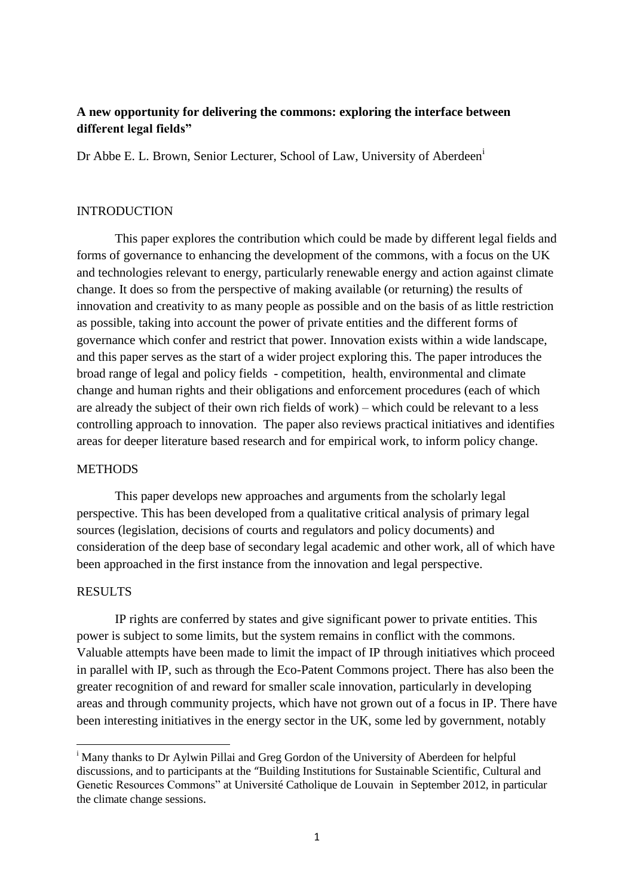**A new opportunity for delivering the commons: exploring the interface between different legal fields"**

Dr Abbe E. L. Brown, Senior Lecturer, School of Law, University of Aberdeen[i]

## INTRODUCTION

This paper explores the contribution which could be made by different legal fields and forms of governance to enhancing the development of the commons, with a focus on the UK and technologies relevant to energy, particularly renewable energy and action against climate change. It does so from the perspective of making available (or returning) the results of innovation and creativity to as many people as possible and on the basis of as little restriction as possible, taking into account the power of private entities and the different forms of governance which confer and restrict that power. Innovation exists within a wide landscape, and this paper serves as the start of a wider project exploring this. The paper introduces the broad range of legal and policy fields - competition, health, environmental and climate change and human rights and their obligations and enforcement procedures (each of which are already the subject of their own rich fields of work) – which could be relevant to a less controlling approach to innovation. The paper also reviews practical initiatives and identifies areas for deeper literature based research and for empirical work, to inform policy change.

## METHODS

This paper develops new approaches and arguments from the scholarly legal perspective. This has been developed from a qualitative critical analysis of primary legal sources (legislation, decisions of courts and regulators and policy documents) and consideration of the deep base of secondary legal academic and other work, all of which have been approached in the first instance from the innovation and legal perspective.

## RESULTS

IP rights are conferred by states and give significant power to private entities. This power is subject to some limits, but the system remains in conflict with the commons. Valuable attempts have been made to limit the impact of IP through initiatives which proceed in parallel with IP, such as through the Eco-Patent Commons project. There has also been the greater recognition of and reward for smaller scale innovation, particularly in developing areas and through community projects, which have not grown out of a focus in IP. There have been interesting initiatives in the energy sector in the UK, some led by government, notably

---

[i] Many thanks to Dr Aylwin Pillai and Greg Gordon of the University of Aberdeen for helpful discussions, and to participants at the "Building Institutions for Sustainable Scientific, Cultural and Genetic Resources Commons" at Université Catholique de Louvain in September 2012, in particular the climate change sessions.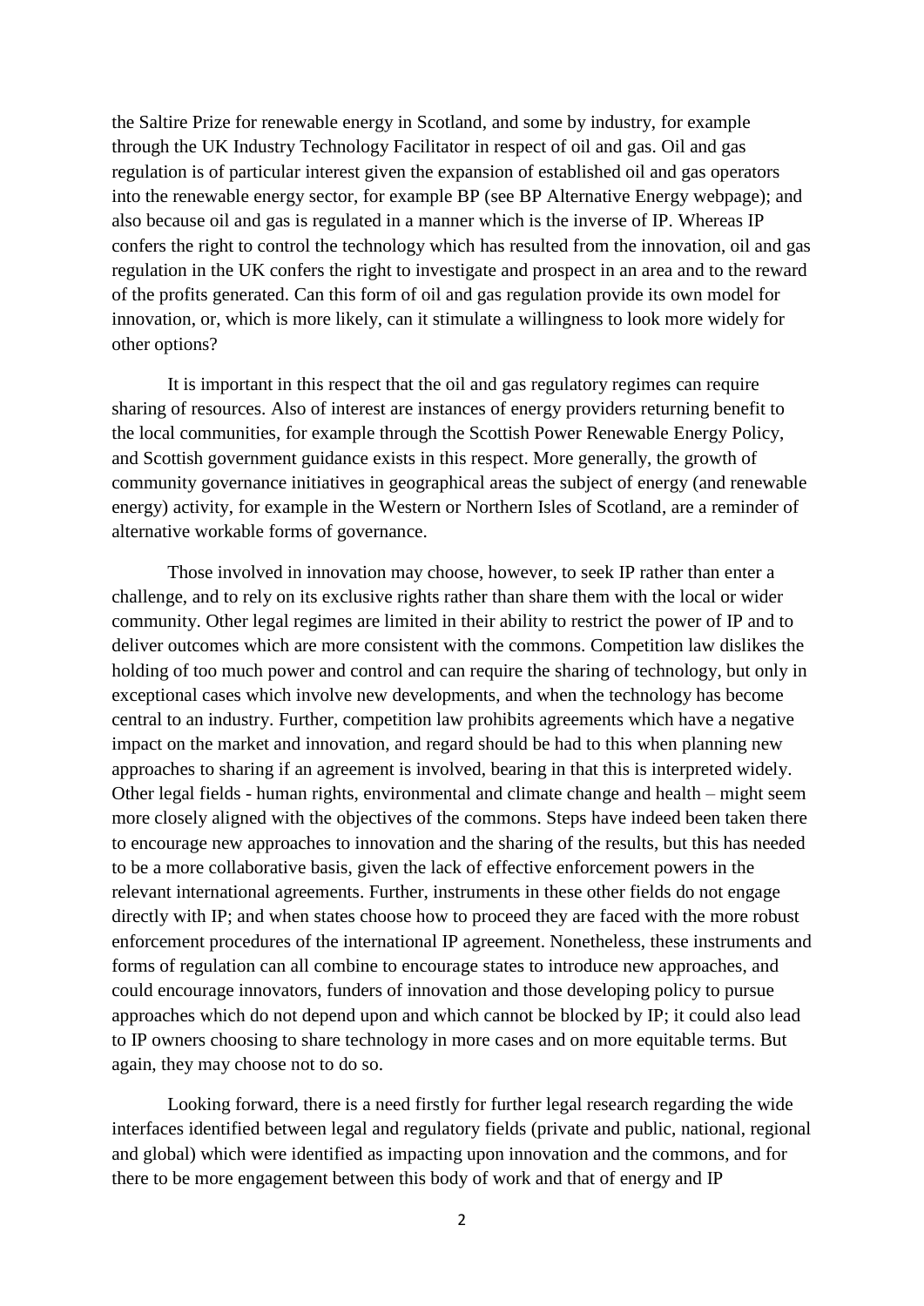the Saltire Prize for renewable energy in Scotland, and some by industry, for example through the UK Industry Technology Facilitator in respect of oil and gas. Oil and gas regulation is of particular interest given the expansion of established oil and gas operators into the renewable energy sector, for example BP (see BP Alternative Energy webpage); and also because oil and gas is regulated in a manner which is the inverse of IP. Whereas IP confers the right to control the technology which has resulted from the innovation, oil and gas regulation in the UK confers the right to investigate and prospect in an area and to the reward of the profits generated. Can this form of oil and gas regulation provide its own model for innovation, or, which is more likely, can it stimulate a willingness to look more widely for other options?

It is important in this respect that the oil and gas regulatory regimes can require sharing of resources. Also of interest are instances of energy providers returning benefit to the local communities, for example through the Scottish Power Renewable Energy Policy, and Scottish government guidance exists in this respect. More generally, the growth of community governance initiatives in geographical areas the subject of energy (and renewable energy) activity, for example in the Western or Northern Isles of Scotland, are a reminder of alternative workable forms of governance.

Those involved in innovation may choose, however, to seek IP rather than enter a challenge, and to rely on its exclusive rights rather than share them with the local or wider community. Other legal regimes are limited in their ability to restrict the power of IP and to deliver outcomes which are more consistent with the commons. Competition law dislikes the holding of too much power and control and can require the sharing of technology, but only in exceptional cases which involve new developments, and when the technology has become central to an industry. Further, competition law prohibits agreements which have a negative impact on the market and innovation, and regard should be had to this when planning new approaches to sharing if an agreement is involved, bearing in that this is interpreted widely. Other legal fields - human rights, environmental and climate change and health – might seem more closely aligned with the objectives of the commons. Steps have indeed been taken there to encourage new approaches to innovation and the sharing of the results, but this has needed to be a more collaborative basis, given the lack of effective enforcement powers in the relevant international agreements. Further, instruments in these other fields do not engage directly with IP; and when states choose how to proceed they are faced with the more robust enforcement procedures of the international IP agreement. Nonetheless, these instruments and forms of regulation can all combine to encourage states to introduce new approaches, and could encourage innovators, funders of innovation and those developing policy to pursue approaches which do not depend upon and which cannot be blocked by IP; it could also lead to IP owners choosing to share technology in more cases and on more equitable terms. But again, they may choose not to do so.

Looking forward, there is a need firstly for further legal research regarding the wide interfaces identified between legal and regulatory fields (private and public, national, regional and global) which were identified as impacting upon innovation and the commons, and for there to be more engagement between this body of work and that of energy and IP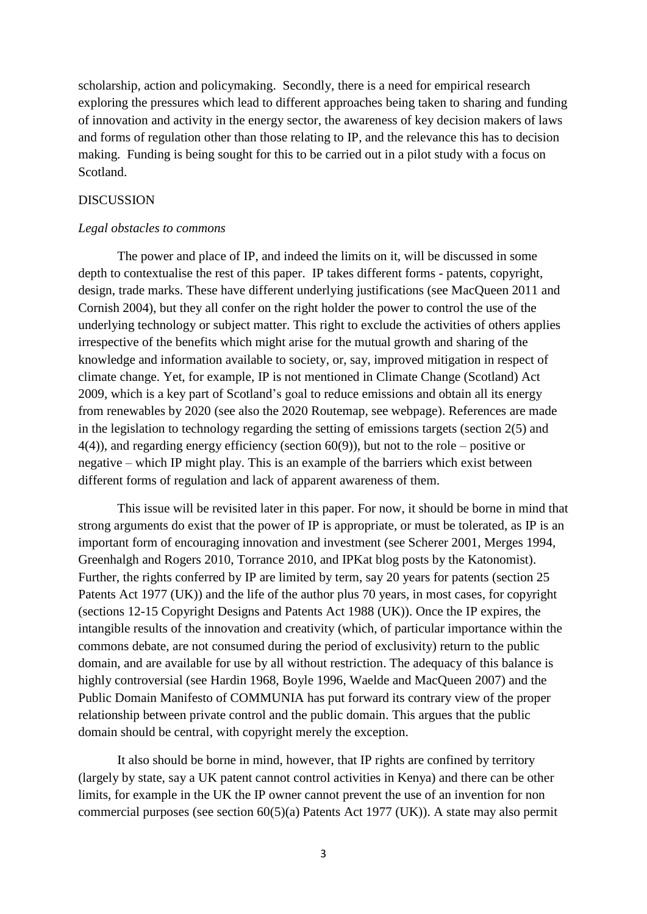scholarship, action and policymaking. Secondly, there is a need for empirical research exploring the pressures which lead to different approaches being taken to sharing and funding of innovation and activity in the energy sector, the awareness of key decision makers of laws and forms of regulation other than those relating to IP, and the relevance this has to decision making. Funding is being sought for this to be carried out in a pilot study with a focus on Scotland.

## DISCUSSION

### *Legal obstacles to commons*

The power and place of IP, and indeed the limits on it, will be discussed in some depth to contextualise the rest of this paper. IP takes different forms - patents, copyright, design, trade marks. These have different underlying justifications (see MacQueen 2011 and Cornish 2004), but they all confer on the right holder the power to control the use of the underlying technology or subject matter. This right to exclude the activities of others applies irrespective of the benefits which might arise for the mutual growth and sharing of the knowledge and information available to society, or, say, improved mitigation in respect of climate change. Yet, for example, IP is not mentioned in Climate Change (Scotland) Act 2009, which is a key part of Scotland's goal to reduce emissions and obtain all its energy from renewables by 2020 (see also the 2020 Routemap, see webpage). References are made in the legislation to technology regarding the setting of emissions targets (section 2(5) and 4(4)), and regarding energy efficiency (section 60(9)), but not to the role – positive or negative – which IP might play. This is an example of the barriers which exist between different forms of regulation and lack of apparent awareness of them.

This issue will be revisited later in this paper. For now, it should be borne in mind that strong arguments do exist that the power of IP is appropriate, or must be tolerated, as IP is an important form of encouraging innovation and investment (see Scherer 2001, Merges 1994, Greenhalgh and Rogers 2010, Torrance 2010, and IPKat blog posts by the Katonomist). Further, the rights conferred by IP are limited by term, say 20 years for patents (section 25 Patents Act 1977 (UK)) and the life of the author plus 70 years, in most cases, for copyright (sections 12-15 Copyright Designs and Patents Act 1988 (UK)). Once the IP expires, the intangible results of the innovation and creativity (which, of particular importance within the commons debate, are not consumed during the period of exclusivity) return to the public domain, and are available for use by all without restriction. The adequacy of this balance is highly controversial (see Hardin 1968, Boyle 1996, Waelde and MacQueen 2007) and the Public Domain Manifesto of COMMUNIA has put forward its contrary view of the proper relationship between private control and the public domain. This argues that the public domain should be central, with copyright merely the exception.

It also should be borne in mind, however, that IP rights are confined by territory (largely by state, say a UK patent cannot control activities in Kenya) and there can be other limits, for example in the UK the IP owner cannot prevent the use of an invention for non commercial purposes (see section 60(5)(a) Patents Act 1977 (UK)). A state may also permit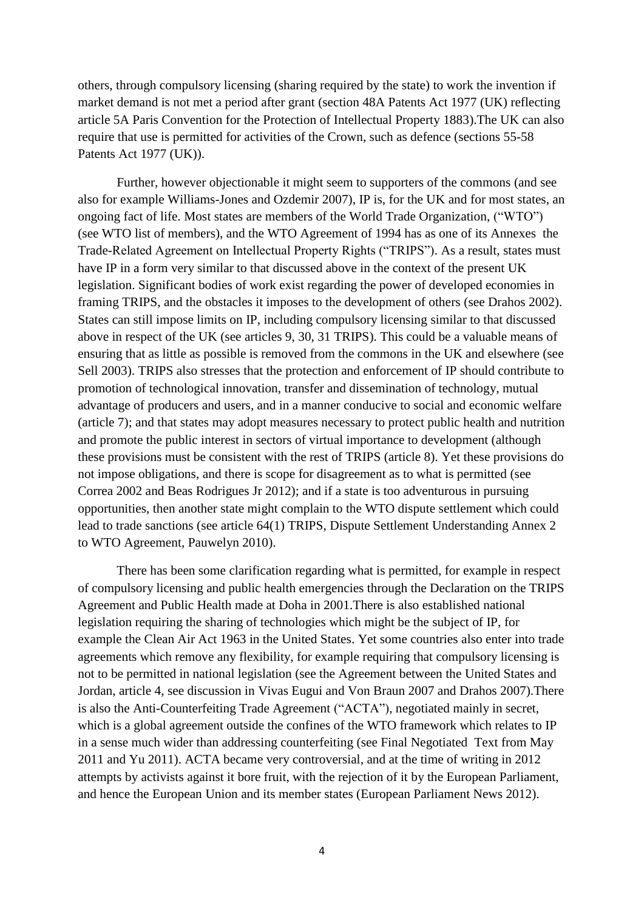others, through compulsory licensing (sharing required by the state) to work the invention if market demand is not met a period after grant (section 48A Patents Act 1977 (UK) reflecting article 5A Paris Convention for the Protection of Intellectual Property 1883).The UK can also require that use is permitted for activities of the Crown, such as defence (sections 55-58 Patents Act 1977 (UK)).

Further, however objectionable it might seem to supporters of the commons (and see also for example Williams-Jones and Ozdemir 2007), IP is, for the UK and for most states, an ongoing fact of life. Most states are members of the World Trade Organization, ("WTO") (see WTO list of members), and the WTO Agreement of 1994 has as one of its Annexes the Trade-Related Agreement on Intellectual Property Rights ("TRIPS"). As a result, states must have IP in a form very similar to that discussed above in the context of the present UK legislation. Significant bodies of work exist regarding the power of developed economies in framing TRIPS, and the obstacles it imposes to the development of others (see Drahos 2002). States can still impose limits on IP, including compulsory licensing similar to that discussed above in respect of the UK (see articles 9, 30, 31 TRIPS). This could be a valuable means of ensuring that as little as possible is removed from the commons in the UK and elsewhere (see Sell 2003). TRIPS also stresses that the protection and enforcement of IP should contribute to promotion of technological innovation, transfer and dissemination of technology, mutual advantage of producers and users, and in a manner conducive to social and economic welfare (article 7); and that states may adopt measures necessary to protect public health and nutrition and promote the public interest in sectors of virtual importance to development (although these provisions must be consistent with the rest of TRIPS (article 8). Yet these provisions do not impose obligations, and there is scope for disagreement as to what is permitted (see Correa 2002 and Beas Rodrigues Jr 2012); and if a state is too adventurous in pursuing opportunities, then another state might complain to the WTO dispute settlement which could lead to trade sanctions (see article 64(1) TRIPS, Dispute Settlement Understanding Annex 2 to WTO Agreement, Pauwelyn 2010).

There has been some clarification regarding what is permitted, for example in respect of compulsory licensing and public health emergencies through the Declaration on the TRIPS Agreement and Public Health made at Doha in 2001.There is also established national legislation requiring the sharing of technologies which might be the subject of IP, for example the Clean Air Act 1963 in the United States. Yet some countries also enter into trade agreements which remove any flexibility, for example requiring that compulsory licensing is not to be permitted in national legislation (see the Agreement between the United States and Jordan, article 4, see discussion in Vivas Eugui and Von Braun 2007 and Drahos 2007).There is also the Anti-Counterfeiting Trade Agreement ("ACTA"), negotiated mainly in secret, which is a global agreement outside the confines of the WTO framework which relates to IP in a sense much wider than addressing counterfeiting (see Final Negotiated Text from May 2011 and Yu 2011). ACTA became very controversial, and at the time of writing in 2012 attempts by activists against it bore fruit, with the rejection of it by the European Parliament, and hence the European Union and its member states (European Parliament News 2012).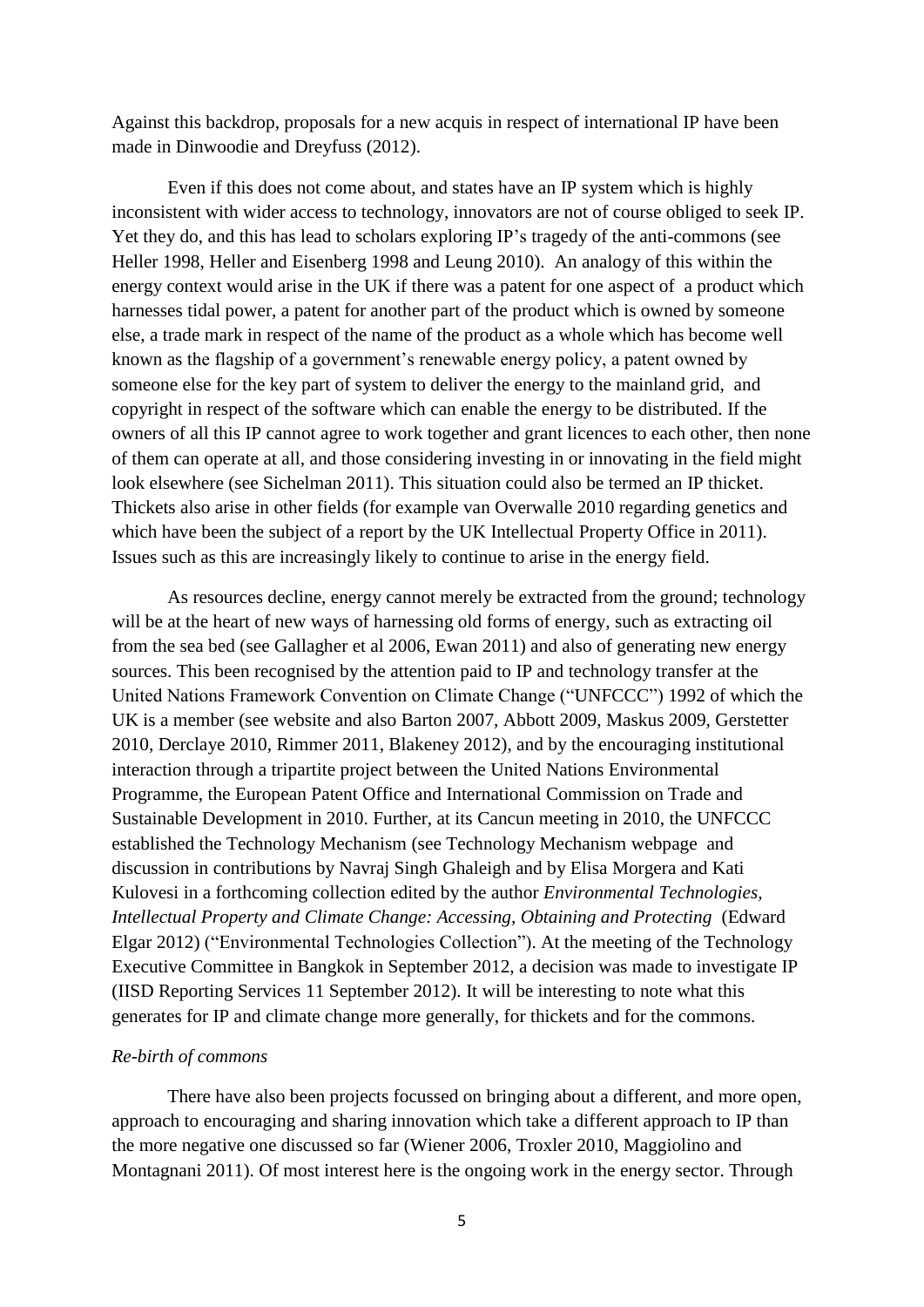Against this backdrop, proposals for a new acquis in respect of international IP have been made in Dinwoodie and Dreyfuss (2012).

Even if this does not come about, and states have an IP system which is highly inconsistent with wider access to technology, innovators are not of course obliged to seek IP. Yet they do, and this has lead to scholars exploring IP's tragedy of the anti-commons (see Heller 1998, Heller and Eisenberg 1998 and Leung 2010). An analogy of this within the energy context would arise in the UK if there was a patent for one aspect of a product which harnesses tidal power, a patent for another part of the product which is owned by someone else, a trade mark in respect of the name of the product as a whole which has become well known as the flagship of a government's renewable energy policy, a patent owned by someone else for the key part of system to deliver the energy to the mainland grid, and copyright in respect of the software which can enable the energy to be distributed. If the owners of all this IP cannot agree to work together and grant licences to each other, then none of them can operate at all, and those considering investing in or innovating in the field might look elsewhere (see Sichelman 2011). This situation could also be termed an IP thicket. Thickets also arise in other fields (for example van Overwalle 2010 regarding genetics and which have been the subject of a report by the UK Intellectual Property Office in 2011). Issues such as this are increasingly likely to continue to arise in the energy field.

As resources decline, energy cannot merely be extracted from the ground; technology will be at the heart of new ways of harnessing old forms of energy, such as extracting oil from the sea bed (see Gallagher et al 2006, Ewan 2011) and also of generating new energy sources. This been recognised by the attention paid to IP and technology transfer at the United Nations Framework Convention on Climate Change ("UNFCCC") 1992 of which the UK is a member (see website and also Barton 2007, Abbott 2009, Maskus 2009, Gerstetter 2010, Derclaye 2010, Rimmer 2011, Blakeney 2012), and by the encouraging institutional interaction through a tripartite project between the United Nations Environmental Programme, the European Patent Office and International Commission on Trade and Sustainable Development in 2010. Further, at its Cancun meeting in 2010, the UNFCCC established the Technology Mechanism (see Technology Mechanism webpage and discussion in contributions by Navraj Singh Ghaleigh and by Elisa Morgera and Kati Kulovesi in a forthcoming collection edited by the author *Environmental Technologies, Intellectual Property and Climate Change: Accessing, Obtaining and Protecting* (Edward Elgar 2012) ("Environmental Technologies Collection"). At the meeting of the Technology Executive Committee in Bangkok in September 2012, a decision was made to investigate IP (IISD Reporting Services 11 September 2012). It will be interesting to note what this generates for IP and climate change more generally, for thickets and for the commons.

*Re-birth of commons*

There have also been projects focussed on bringing about a different, and more open, approach to encouraging and sharing innovation which take a different approach to IP than the more negative one discussed so far (Wiener 2006, Troxler 2010, Maggiolino and Montagnani 2011). Of most interest here is the ongoing work in the energy sector. Through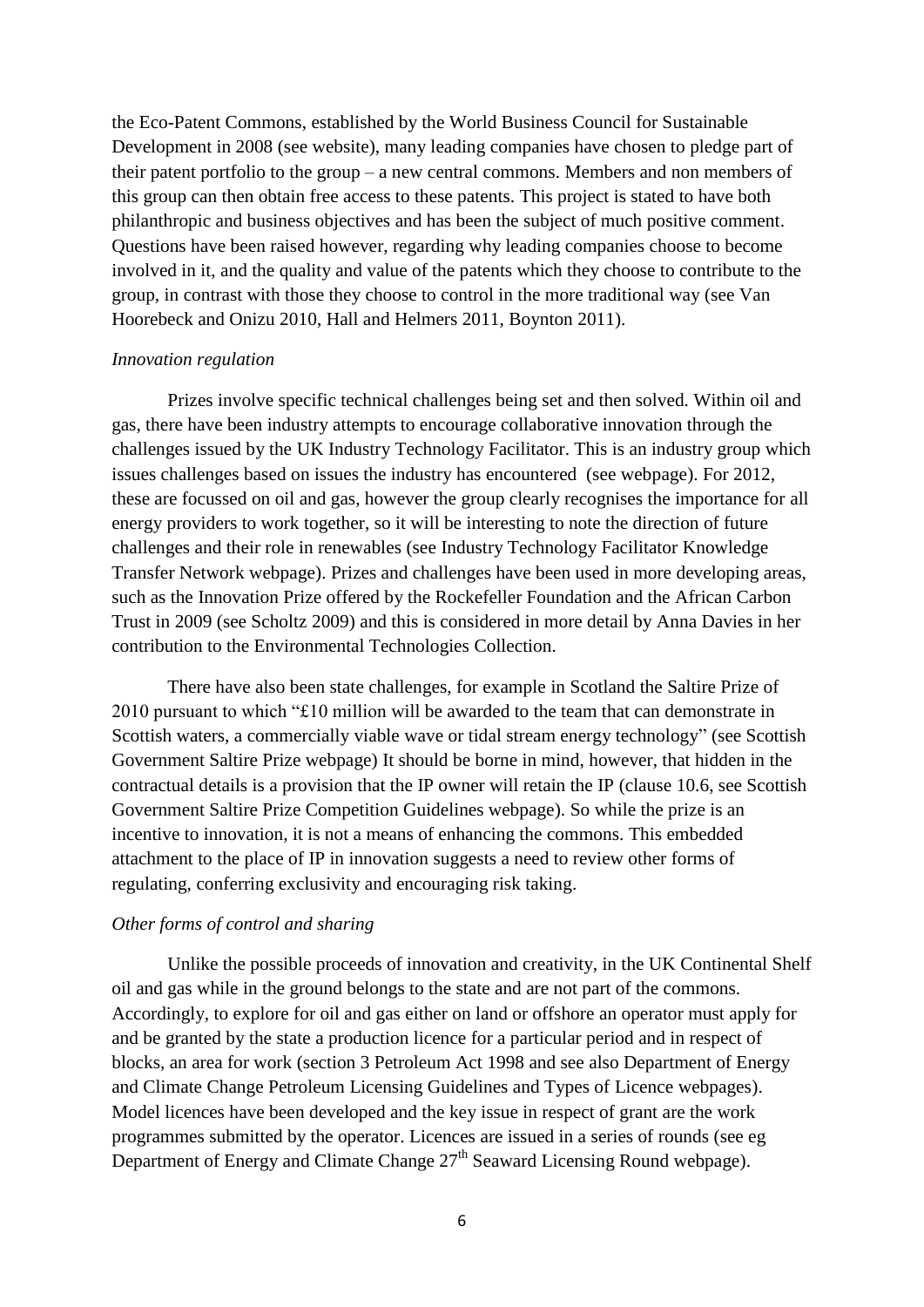the Eco-Patent Commons, established by the World Business Council for Sustainable Development in 2008 (see website), many leading companies have chosen to pledge part of their patent portfolio to the group – a new central commons. Members and non members of this group can then obtain free access to these patents. This project is stated to have both philanthropic and business objectives and has been the subject of much positive comment. Questions have been raised however, regarding why leading companies choose to become involved in it, and the quality and value of the patents which they choose to contribute to the group, in contrast with those they choose to control in the more traditional way (see Van Hoorebeck and Onizu 2010, Hall and Helmers 2011, Boynton 2011).

*Innovation regulation*

Prizes involve specific technical challenges being set and then solved. Within oil and gas, there have been industry attempts to encourage collaborative innovation through the challenges issued by the UK Industry Technology Facilitator. This is an industry group which issues challenges based on issues the industry has encountered (see webpage). For 2012, these are focussed on oil and gas, however the group clearly recognises the importance for all energy providers to work together, so it will be interesting to note the direction of future challenges and their role in renewables (see Industry Technology Facilitator Knowledge Transfer Network webpage). Prizes and challenges have been used in more developing areas, such as the Innovation Prize offered by the Rockefeller Foundation and the African Carbon Trust in 2009 (see Scholtz 2009) and this is considered in more detail by Anna Davies in her contribution to the Environmental Technologies Collection.

There have also been state challenges, for example in Scotland the Saltire Prize of 2010 pursuant to which "£10 million will be awarded to the team that can demonstrate in Scottish waters, a commercially viable wave or tidal stream energy technology" (see Scottish Government Saltire Prize webpage) It should be borne in mind, however, that hidden in the contractual details is a provision that the IP owner will retain the IP (clause 10.6, see Scottish Government Saltire Prize Competition Guidelines webpage). So while the prize is an incentive to innovation, it is not a means of enhancing the commons. This embedded attachment to the place of IP in innovation suggests a need to review other forms of regulating, conferring exclusivity and encouraging risk taking.

*Other forms of control and sharing*

Unlike the possible proceeds of innovation and creativity, in the UK Continental Shelf oil and gas while in the ground belongs to the state and are not part of the commons. Accordingly, to explore for oil and gas either on land or offshore an operator must apply for and be granted by the state a production licence for a particular period and in respect of blocks, an area for work (section 3 Petroleum Act 1998 and see also Department of Energy and Climate Change Petroleum Licensing Guidelines and Types of Licence webpages). Model licences have been developed and the key issue in respect of grant are the work programmes submitted by the operator. Licences are issued in a series of rounds (see eg Department of Energy and Climate Change 27th Seaward Licensing Round webpage).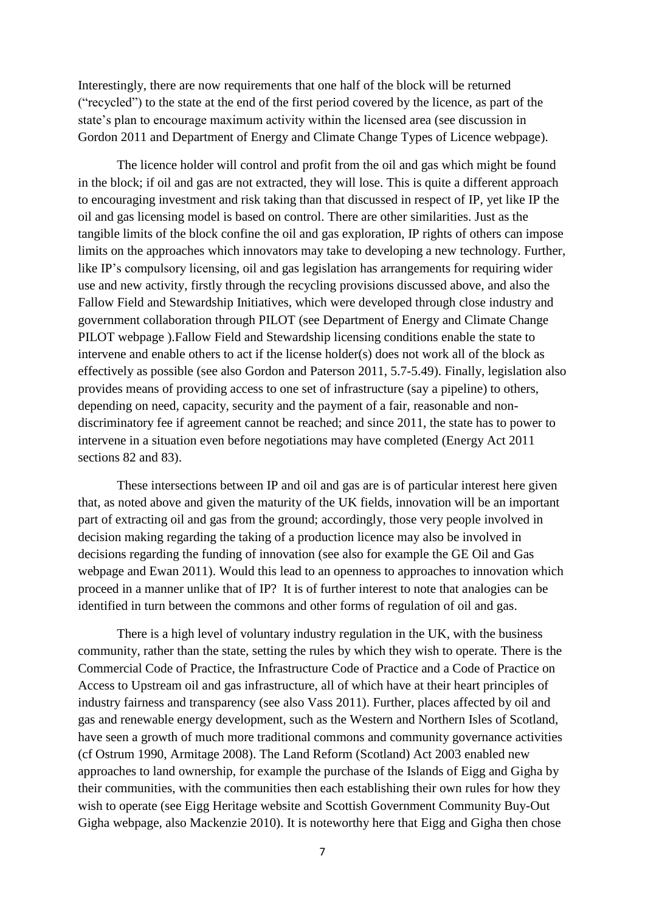Interestingly, there are now requirements that one half of the block will be returned ("recycled") to the state at the end of the first period covered by the licence, as part of the state's plan to encourage maximum activity within the licensed area (see discussion in Gordon 2011 and Department of Energy and Climate Change Types of Licence webpage).

The licence holder will control and profit from the oil and gas which might be found in the block; if oil and gas are not extracted, they will lose. This is quite a different approach to encouraging investment and risk taking than that discussed in respect of IP, yet like IP the oil and gas licensing model is based on control. There are other similarities. Just as the tangible limits of the block confine the oil and gas exploration, IP rights of others can impose limits on the approaches which innovators may take to developing a new technology. Further, like IP's compulsory licensing, oil and gas legislation has arrangements for requiring wider use and new activity, firstly through the recycling provisions discussed above, and also the Fallow Field and Stewardship Initiatives, which were developed through close industry and government collaboration through PILOT (see Department of Energy and Climate Change PILOT webpage ).Fallow Field and Stewardship licensing conditions enable the state to intervene and enable others to act if the license holder(s) does not work all of the block as effectively as possible (see also Gordon and Paterson 2011, 5.7-5.49). Finally, legislation also provides means of providing access to one set of infrastructure (say a pipeline) to others, depending on need, capacity, security and the payment of a fair, reasonable and non-discriminatory fee if agreement cannot be reached; and since 2011, the state has to power to intervene in a situation even before negotiations may have completed (Energy Act 2011 sections 82 and 83).

These intersections between IP and oil and gas are is of particular interest here given that, as noted above and given the maturity of the UK fields, innovation will be an important part of extracting oil and gas from the ground; accordingly, those very people involved in decision making regarding the taking of a production licence may also be involved in decisions regarding the funding of innovation (see also for example the GE Oil and Gas webpage and Ewan 2011). Would this lead to an openness to approaches to innovation which proceed in a manner unlike that of IP? It is of further interest to note that analogies can be identified in turn between the commons and other forms of regulation of oil and gas.

There is a high level of voluntary industry regulation in the UK, with the business community, rather than the state, setting the rules by which they wish to operate. There is the Commercial Code of Practice, the Infrastructure Code of Practice and a Code of Practice on Access to Upstream oil and gas infrastructure, all of which have at their heart principles of industry fairness and transparency (see also Vass 2011). Further, places affected by oil and gas and renewable energy development, such as the Western and Northern Isles of Scotland, have seen a growth of much more traditional commons and community governance activities (cf Ostrum 1990, Armitage 2008). The Land Reform (Scotland) Act 2003 enabled new approaches to land ownership, for example the purchase of the Islands of Eigg and Gigha by their communities, with the communities then each establishing their own rules for how they wish to operate (see Eigg Heritage website and Scottish Government Community Buy-Out Gigha webpage, also Mackenzie 2010). It is noteworthy here that Eigg and Gigha then chose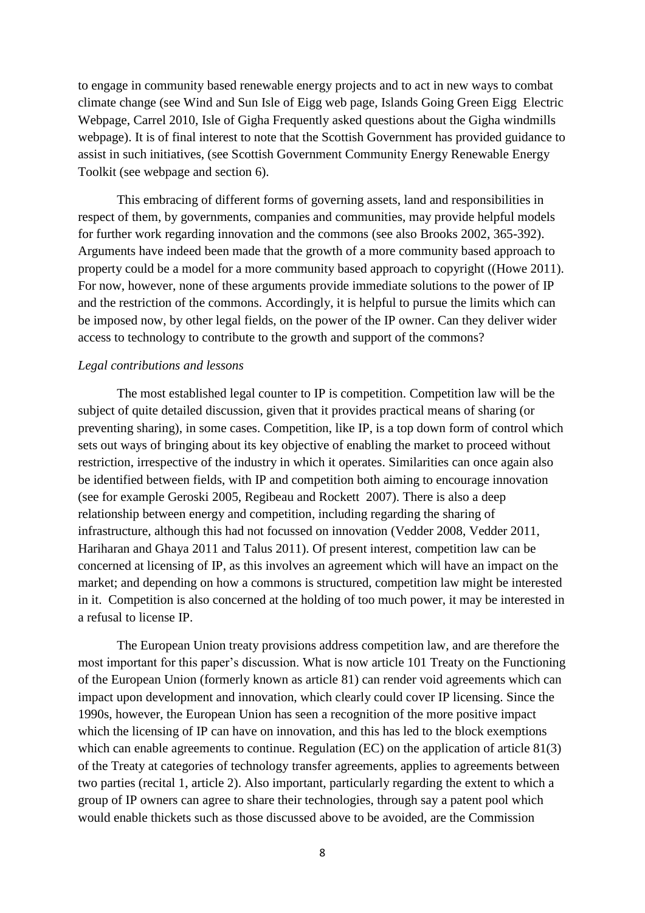to engage in community based renewable energy projects and to act in new ways to combat climate change (see Wind and Sun Isle of Eigg web page, Islands Going Green Eigg Electric Webpage, Carrel 2010, Isle of Gigha Frequently asked questions about the Gigha windmills webpage). It is of final interest to note that the Scottish Government has provided guidance to assist in such initiatives, (see Scottish Government Community Energy Renewable Energy Toolkit (see webpage and section 6).

This embracing of different forms of governing assets, land and responsibilities in respect of them, by governments, companies and communities, may provide helpful models for further work regarding innovation and the commons (see also Brooks 2002, 365-392). Arguments have indeed been made that the growth of a more community based approach to property could be a model for a more community based approach to copyright ((Howe 2011). For now, however, none of these arguments provide immediate solutions to the power of IP and the restriction of the commons. Accordingly, it is helpful to pursue the limits which can be imposed now, by other legal fields, on the power of the IP owner. Can they deliver wider access to technology to contribute to the growth and support of the commons?

*Legal contributions and lessons*

The most established legal counter to IP is competition. Competition law will be the subject of quite detailed discussion, given that it provides practical means of sharing (or preventing sharing), in some cases. Competition, like IP, is a top down form of control which sets out ways of bringing about its key objective of enabling the market to proceed without restriction, irrespective of the industry in which it operates. Similarities can once again also be identified between fields, with IP and competition both aiming to encourage innovation (see for example Geroski 2005, Regibeau and Rockett 2007). There is also a deep relationship between energy and competition, including regarding the sharing of infrastructure, although this had not focussed on innovation (Vedder 2008, Vedder 2011, Hariharan and Ghaya 2011 and Talus 2011). Of present interest, competition law can be concerned at licensing of IP, as this involves an agreement which will have an impact on the market; and depending on how a commons is structured, competition law might be interested in it. Competition is also concerned at the holding of too much power, it may be interested in a refusal to license IP.

The European Union treaty provisions address competition law, and are therefore the most important for this paper's discussion. What is now article 101 Treaty on the Functioning of the European Union (formerly known as article 81) can render void agreements which can impact upon development and innovation, which clearly could cover IP licensing. Since the 1990s, however, the European Union has seen a recognition of the more positive impact which the licensing of IP can have on innovation, and this has led to the block exemptions which can enable agreements to continue. Regulation (EC) on the application of article 81(3) of the Treaty at categories of technology transfer agreements, applies to agreements between two parties (recital 1, article 2). Also important, particularly regarding the extent to which a group of IP owners can agree to share their technologies, through say a patent pool which would enable thickets such as those discussed above to be avoided, are the Commission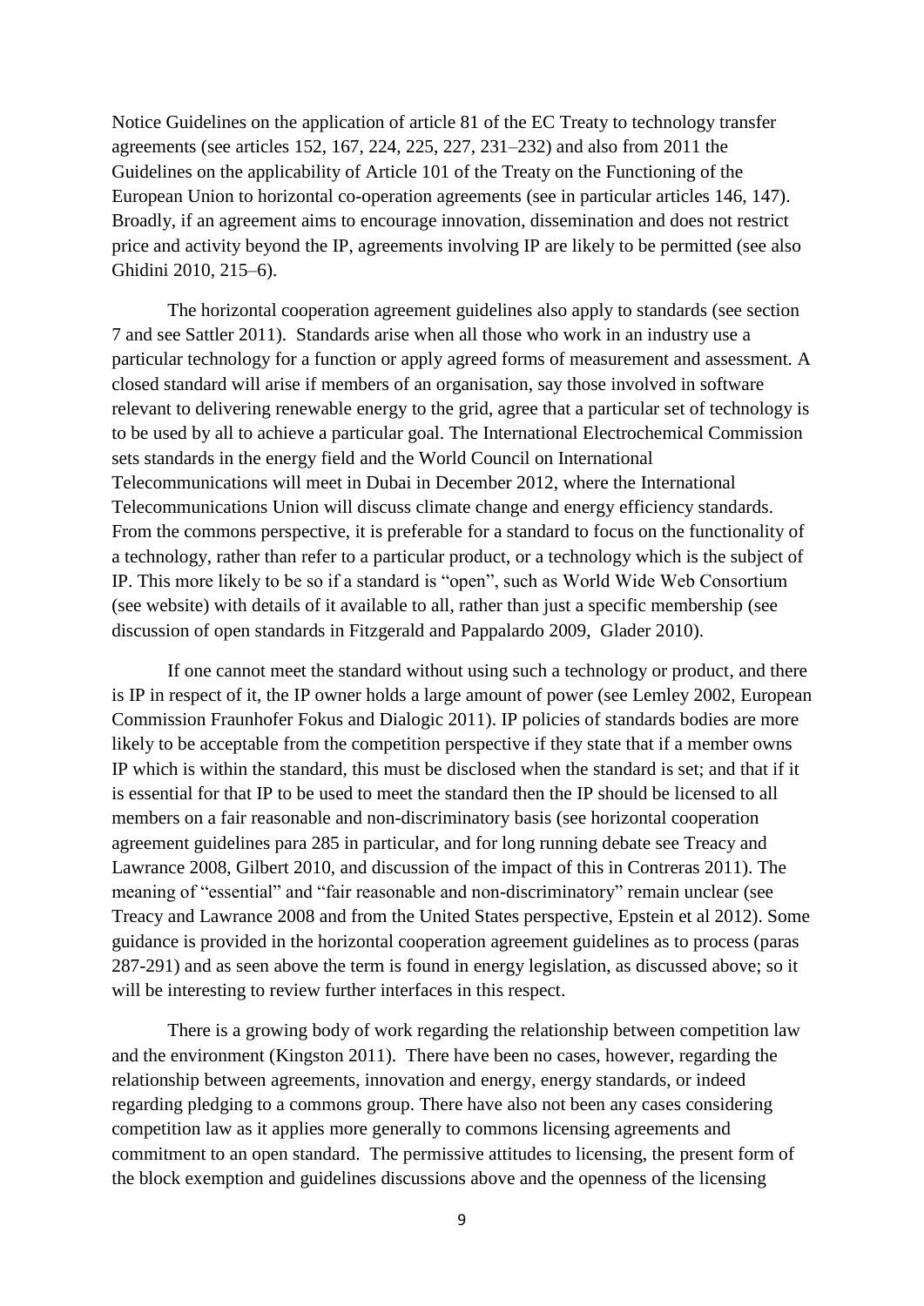Notice Guidelines on the application of article 81 of the EC Treaty to technology transfer agreements (see articles 152, 167, 224, 225, 227, 231–232) and also from 2011 the Guidelines on the applicability of Article 101 of the Treaty on the Functioning of the European Union to horizontal co-operation agreements (see in particular articles 146, 147). Broadly, if an agreement aims to encourage innovation, dissemination and does not restrict price and activity beyond the IP, agreements involving IP are likely to be permitted (see also Ghidini 2010, 215–6).

The horizontal cooperation agreement guidelines also apply to standards (see section 7 and see Sattler 2011). Standards arise when all those who work in an industry use a particular technology for a function or apply agreed forms of measurement and assessment. A closed standard will arise if members of an organisation, say those involved in software relevant to delivering renewable energy to the grid, agree that a particular set of technology is to be used by all to achieve a particular goal. The International Electrochemical Commission sets standards in the energy field and the World Council on International Telecommunications will meet in Dubai in December 2012, where the International Telecommunications Union will discuss climate change and energy efficiency standards. From the commons perspective, it is preferable for a standard to focus on the functionality of a technology, rather than refer to a particular product, or a technology which is the subject of IP. This more likely to be so if a standard is "open", such as World Wide Web Consortium (see website) with details of it available to all, rather than just a specific membership (see discussion of open standards in Fitzgerald and Pappalardo 2009, Glader 2010).

If one cannot meet the standard without using such a technology or product, and there is IP in respect of it, the IP owner holds a large amount of power (see Lemley 2002, European Commission Fraunhofer Fokus and Dialogic 2011). IP policies of standards bodies are more likely to be acceptable from the competition perspective if they state that if a member owns IP which is within the standard, this must be disclosed when the standard is set; and that if it is essential for that IP to be used to meet the standard then the IP should be licensed to all members on a fair reasonable and non-discriminatory basis (see horizontal cooperation agreement guidelines para 285 in particular, and for long running debate see Treacy and Lawrance 2008, Gilbert 2010, and discussion of the impact of this in Contreras 2011). The meaning of "essential" and "fair reasonable and non-discriminatory" remain unclear (see Treacy and Lawrance 2008 and from the United States perspective, Epstein et al 2012). Some guidance is provided in the horizontal cooperation agreement guidelines as to process (paras 287-291) and as seen above the term is found in energy legislation, as discussed above; so it will be interesting to review further interfaces in this respect.

There is a growing body of work regarding the relationship between competition law and the environment (Kingston 2011). There have been no cases, however, regarding the relationship between agreements, innovation and energy, energy standards, or indeed regarding pledging to a commons group. There have also not been any cases considering competition law as it applies more generally to commons licensing agreements and commitment to an open standard. The permissive attitudes to licensing, the present form of the block exemption and guidelines discussions above and the openness of the licensing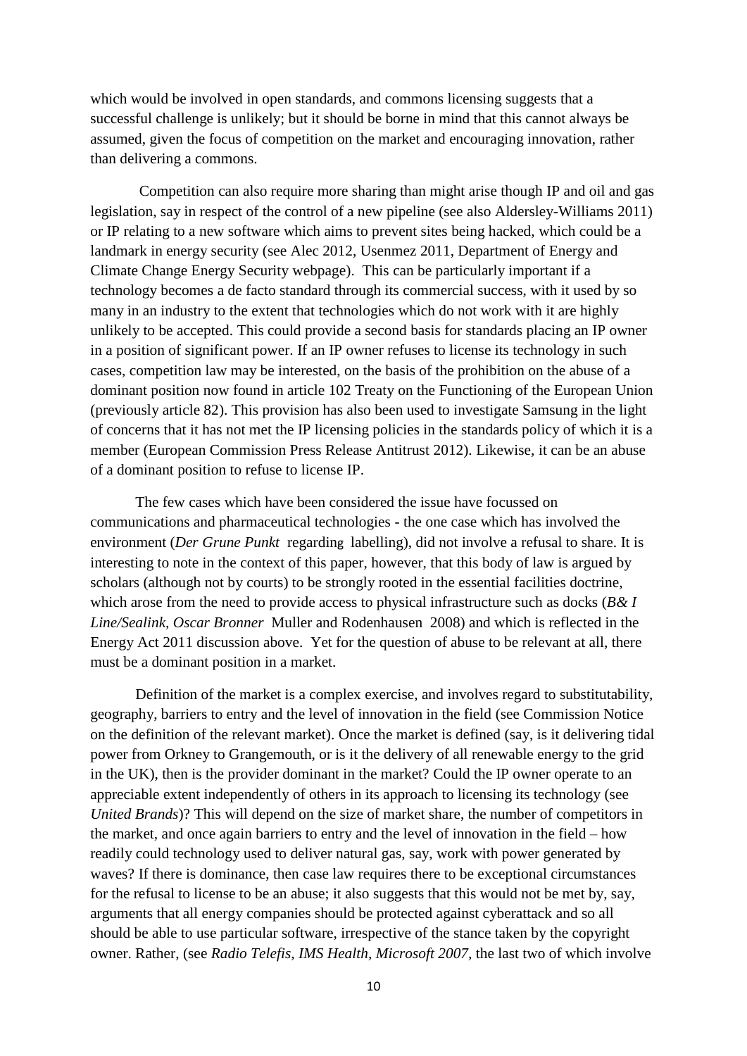which would be involved in open standards, and commons licensing suggests that a successful challenge is unlikely; but it should be borne in mind that this cannot always be assumed, given the focus of competition on the market and encouraging innovation, rather than delivering a commons.

Competition can also require more sharing than might arise though IP and oil and gas legislation, say in respect of the control of a new pipeline (see also Aldersley-Williams 2011) or IP relating to a new software which aims to prevent sites being hacked, which could be a landmark in energy security (see Alec 2012, Usenmez 2011, Department of Energy and Climate Change Energy Security webpage). This can be particularly important if a technology becomes a de facto standard through its commercial success, with it used by so many in an industry to the extent that technologies which do not work with it are highly unlikely to be accepted. This could provide a second basis for standards placing an IP owner in a position of significant power. If an IP owner refuses to license its technology in such cases, competition law may be interested, on the basis of the prohibition on the abuse of a dominant position now found in article 102 Treaty on the Functioning of the European Union (previously article 82). This provision has also been used to investigate Samsung in the light of concerns that it has not met the IP licensing policies in the standards policy of which it is a member (European Commission Press Release Antitrust 2012). Likewise, it can be an abuse of a dominant position to refuse to license IP.

The few cases which have been considered the issue have focussed on communications and pharmaceutical technologies - the one case which has involved the environment (*Der Grune Punkt* regarding labelling), did not involve a refusal to share. It is interesting to note in the context of this paper, however, that this body of law is argued by scholars (although not by courts) to be strongly rooted in the essential facilities doctrine, which arose from the need to provide access to physical infrastructure such as docks (*B& I Line/Sealink, Oscar Bronner* Muller and Rodenhausen 2008) and which is reflected in the Energy Act 2011 discussion above. Yet for the question of abuse to be relevant at all, there must be a dominant position in a market.

Definition of the market is a complex exercise, and involves regard to substitutability, geography, barriers to entry and the level of innovation in the field (see Commission Notice on the definition of the relevant market). Once the market is defined (say, is it delivering tidal power from Orkney to Grangemouth, or is it the delivery of all renewable energy to the grid in the UK), then is the provider dominant in the market? Could the IP owner operate to an appreciable extent independently of others in its approach to licensing its technology (see *United Brands*)? This will depend on the size of market share, the number of competitors in the market, and once again barriers to entry and the level of innovation in the field – how readily could technology used to deliver natural gas, say, work with power generated by waves? If there is dominance, then case law requires there to be exceptional circumstances for the refusal to license to be an abuse; it also suggests that this would not be met by, say, arguments that all energy companies should be protected against cyberattack and so all should be able to use particular software, irrespective of the stance taken by the copyright owner. Rather, (see *Radio Telefis, IMS Health, Microsoft 2007,* the last two of which involve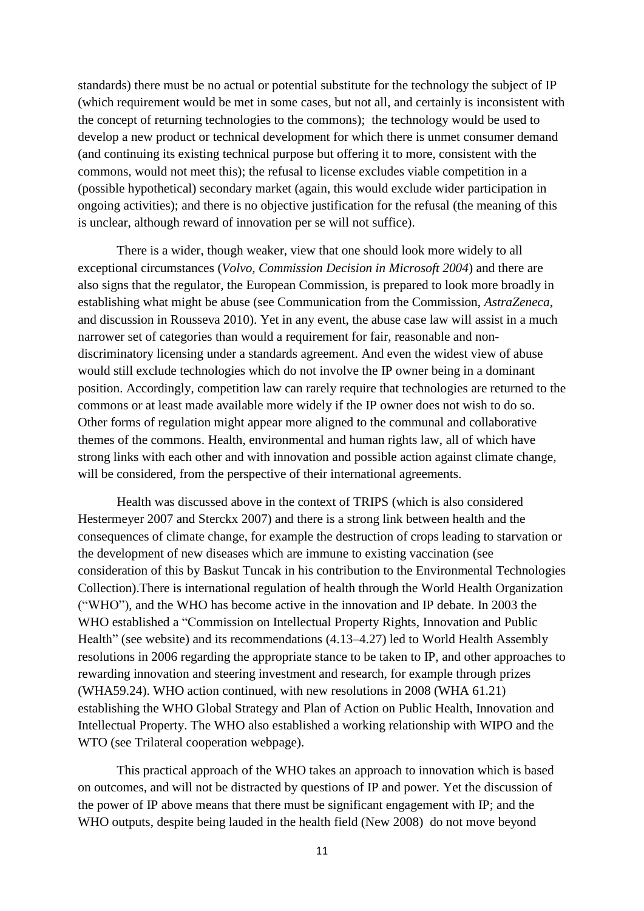standards) there must be no actual or potential substitute for the technology the subject of IP (which requirement would be met in some cases, but not all, and certainly is inconsistent with the concept of returning technologies to the commons); the technology would be used to develop a new product or technical development for which there is unmet consumer demand (and continuing its existing technical purpose but offering it to more, consistent with the commons, would not meet this); the refusal to license excludes viable competition in a (possible hypothetical) secondary market (again, this would exclude wider participation in ongoing activities); and there is no objective justification for the refusal (the meaning of this is unclear, although reward of innovation per se will not suffice).

There is a wider, though weaker, view that one should look more widely to all exceptional circumstances (*Volvo*, *Commission Decision in Microsoft 2004*) and there are also signs that the regulator, the European Commission, is prepared to look more broadly in establishing what might be abuse (see Communication from the Commission, *AstraZeneca*, and discussion in Rousseva 2010). Yet in any event, the abuse case law will assist in a much narrower set of categories than would a requirement for fair, reasonable and non-discriminatory licensing under a standards agreement. And even the widest view of abuse would still exclude technologies which do not involve the IP owner being in a dominant position. Accordingly, competition law can rarely require that technologies are returned to the commons or at least made available more widely if the IP owner does not wish to do so. Other forms of regulation might appear more aligned to the communal and collaborative themes of the commons. Health, environmental and human rights law, all of which have strong links with each other and with innovation and possible action against climate change, will be considered, from the perspective of their international agreements.

Health was discussed above in the context of TRIPS (which is also considered Hestermeyer 2007 and Sterckx 2007) and there is a strong link between health and the consequences of climate change, for example the destruction of crops leading to starvation or the development of new diseases which are immune to existing vaccination (see consideration of this by Baskut Tuncak in his contribution to the Environmental Technologies Collection).There is international regulation of health through the World Health Organization ("WHO"), and the WHO has become active in the innovation and IP debate. In 2003 the WHO established a "Commission on Intellectual Property Rights, Innovation and Public Health" (see website) and its recommendations (4.13–4.27) led to World Health Assembly resolutions in 2006 regarding the appropriate stance to be taken to IP, and other approaches to rewarding innovation and steering investment and research, for example through prizes (WHA59.24). WHO action continued, with new resolutions in 2008 (WHA 61.21) establishing the WHO Global Strategy and Plan of Action on Public Health, Innovation and Intellectual Property. The WHO also established a working relationship with WIPO and the WTO (see Trilateral cooperation webpage).

This practical approach of the WHO takes an approach to innovation which is based on outcomes, and will not be distracted by questions of IP and power. Yet the discussion of the power of IP above means that there must be significant engagement with IP; and the WHO outputs, despite being lauded in the health field (New 2008) do not move beyond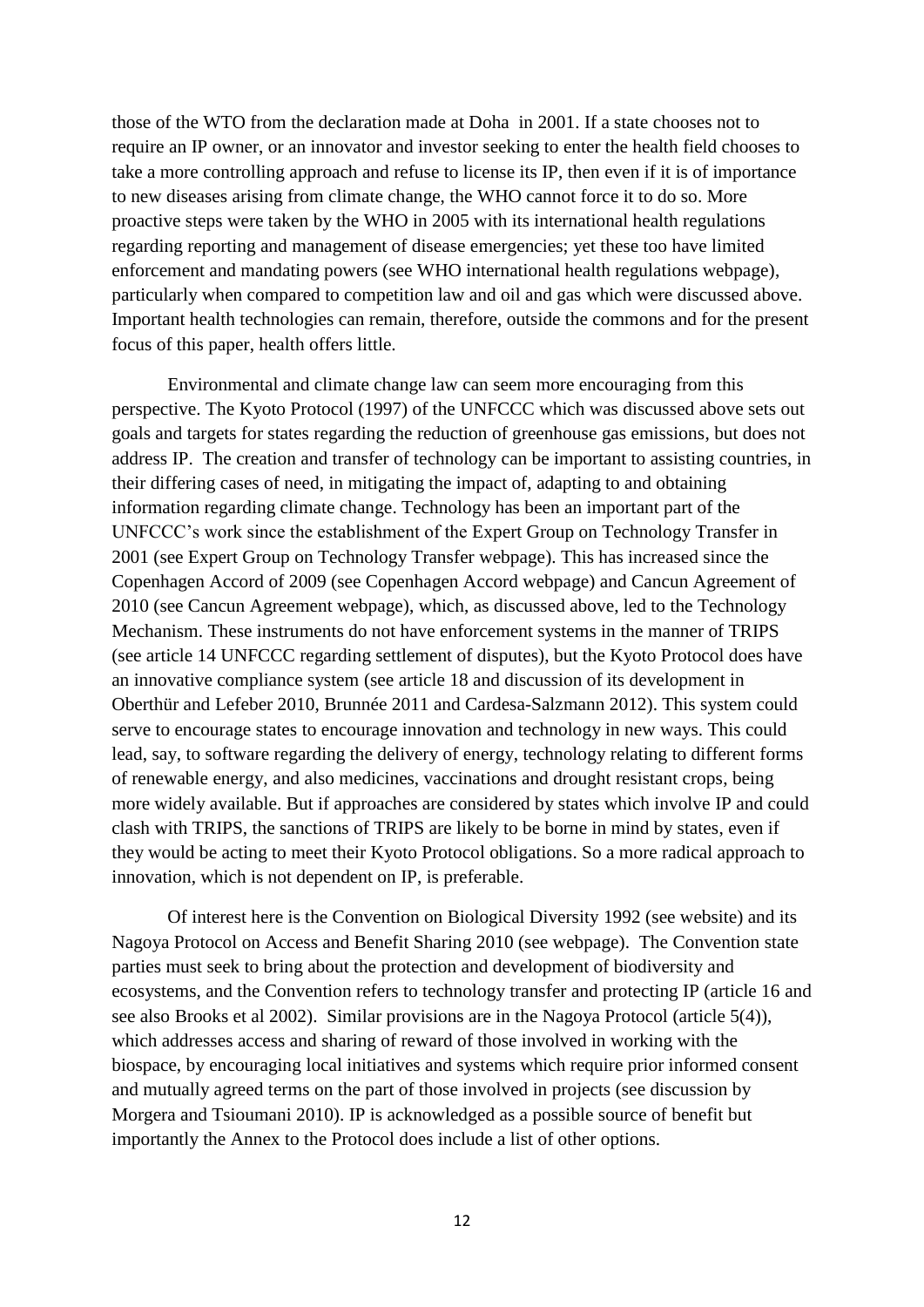those of the WTO from the declaration made at Doha in 2001. If a state chooses not to require an IP owner, or an innovator and investor seeking to enter the health field chooses to take a more controlling approach and refuse to license its IP, then even if it is of importance to new diseases arising from climate change, the WHO cannot force it to do so. More proactive steps were taken by the WHO in 2005 with its international health regulations regarding reporting and management of disease emergencies; yet these too have limited enforcement and mandating powers (see WHO international health regulations webpage), particularly when compared to competition law and oil and gas which were discussed above. Important health technologies can remain, therefore, outside the commons and for the present focus of this paper, health offers little.

Environmental and climate change law can seem more encouraging from this perspective. The Kyoto Protocol (1997) of the UNFCCC which was discussed above sets out goals and targets for states regarding the reduction of greenhouse gas emissions, but does not address IP. The creation and transfer of technology can be important to assisting countries, in their differing cases of need, in mitigating the impact of, adapting to and obtaining information regarding climate change. Technology has been an important part of the UNFCCC's work since the establishment of the Expert Group on Technology Transfer in 2001 (see Expert Group on Technology Transfer webpage). This has increased since the Copenhagen Accord of 2009 (see Copenhagen Accord webpage) and Cancun Agreement of 2010 (see Cancun Agreement webpage), which, as discussed above, led to the Technology Mechanism. These instruments do not have enforcement systems in the manner of TRIPS (see article 14 UNFCCC regarding settlement of disputes), but the Kyoto Protocol does have an innovative compliance system (see article 18 and discussion of its development in Oberthür and Lefeber 2010, Brunnée 2011 and Cardesa-Salzmann 2012). This system could serve to encourage states to encourage innovation and technology in new ways. This could lead, say, to software regarding the delivery of energy, technology relating to different forms of renewable energy, and also medicines, vaccinations and drought resistant crops, being more widely available. But if approaches are considered by states which involve IP and could clash with TRIPS, the sanctions of TRIPS are likely to be borne in mind by states, even if they would be acting to meet their Kyoto Protocol obligations. So a more radical approach to innovation, which is not dependent on IP, is preferable.

Of interest here is the Convention on Biological Diversity 1992 (see website) and its Nagoya Protocol on Access and Benefit Sharing 2010 (see webpage). The Convention state parties must seek to bring about the protection and development of biodiversity and ecosystems, and the Convention refers to technology transfer and protecting IP (article 16 and see also Brooks et al 2002). Similar provisions are in the Nagoya Protocol (article 5(4)), which addresses access and sharing of reward of those involved in working with the biospace, by encouraging local initiatives and systems which require prior informed consent and mutually agreed terms on the part of those involved in projects (see discussion by Morgera and Tsioumani 2010). IP is acknowledged as a possible source of benefit but importantly the Annex to the Protocol does include a list of other options.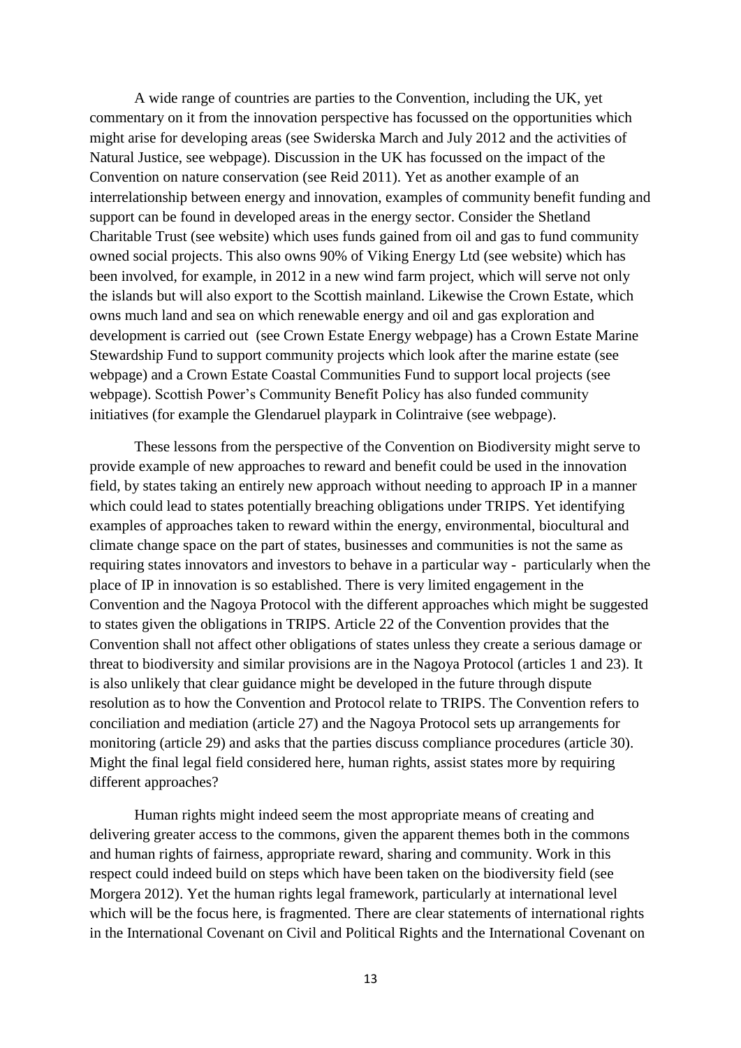A wide range of countries are parties to the Convention, including the UK, yet commentary on it from the innovation perspective has focussed on the opportunities which might arise for developing areas (see Swiderska March and July 2012 and the activities of Natural Justice, see webpage). Discussion in the UK has focussed on the impact of the Convention on nature conservation (see Reid 2011). Yet as another example of an interrelationship between energy and innovation, examples of community benefit funding and support can be found in developed areas in the energy sector. Consider the Shetland Charitable Trust (see website) which uses funds gained from oil and gas to fund community owned social projects. This also owns 90% of Viking Energy Ltd (see website) which has been involved, for example, in 2012 in a new wind farm project, which will serve not only the islands but will also export to the Scottish mainland. Likewise the Crown Estate, which owns much land and sea on which renewable energy and oil and gas exploration and development is carried out (see Crown Estate Energy webpage) has a Crown Estate Marine Stewardship Fund to support community projects which look after the marine estate (see webpage) and a Crown Estate Coastal Communities Fund to support local projects (see webpage). Scottish Power's Community Benefit Policy has also funded community initiatives (for example the Glendaruel playpark in Colintraive (see webpage).

These lessons from the perspective of the Convention on Biodiversity might serve to provide example of new approaches to reward and benefit could be used in the innovation field, by states taking an entirely new approach without needing to approach IP in a manner which could lead to states potentially breaching obligations under TRIPS. Yet identifying examples of approaches taken to reward within the energy, environmental, biocultural and climate change space on the part of states, businesses and communities is not the same as requiring states innovators and investors to behave in a particular way - particularly when the place of IP in innovation is so established. There is very limited engagement in the Convention and the Nagoya Protocol with the different approaches which might be suggested to states given the obligations in TRIPS. Article 22 of the Convention provides that the Convention shall not affect other obligations of states unless they create a serious damage or threat to biodiversity and similar provisions are in the Nagoya Protocol (articles 1 and 23). It is also unlikely that clear guidance might be developed in the future through dispute resolution as to how the Convention and Protocol relate to TRIPS. The Convention refers to conciliation and mediation (article 27) and the Nagoya Protocol sets up arrangements for monitoring (article 29) and asks that the parties discuss compliance procedures (article 30). Might the final legal field considered here, human rights, assist states more by requiring different approaches?

Human rights might indeed seem the most appropriate means of creating and delivering greater access to the commons, given the apparent themes both in the commons and human rights of fairness, appropriate reward, sharing and community. Work in this respect could indeed build on steps which have been taken on the biodiversity field (see Morgera 2012). Yet the human rights legal framework, particularly at international level which will be the focus here, is fragmented. There are clear statements of international rights in the International Covenant on Civil and Political Rights and the International Covenant on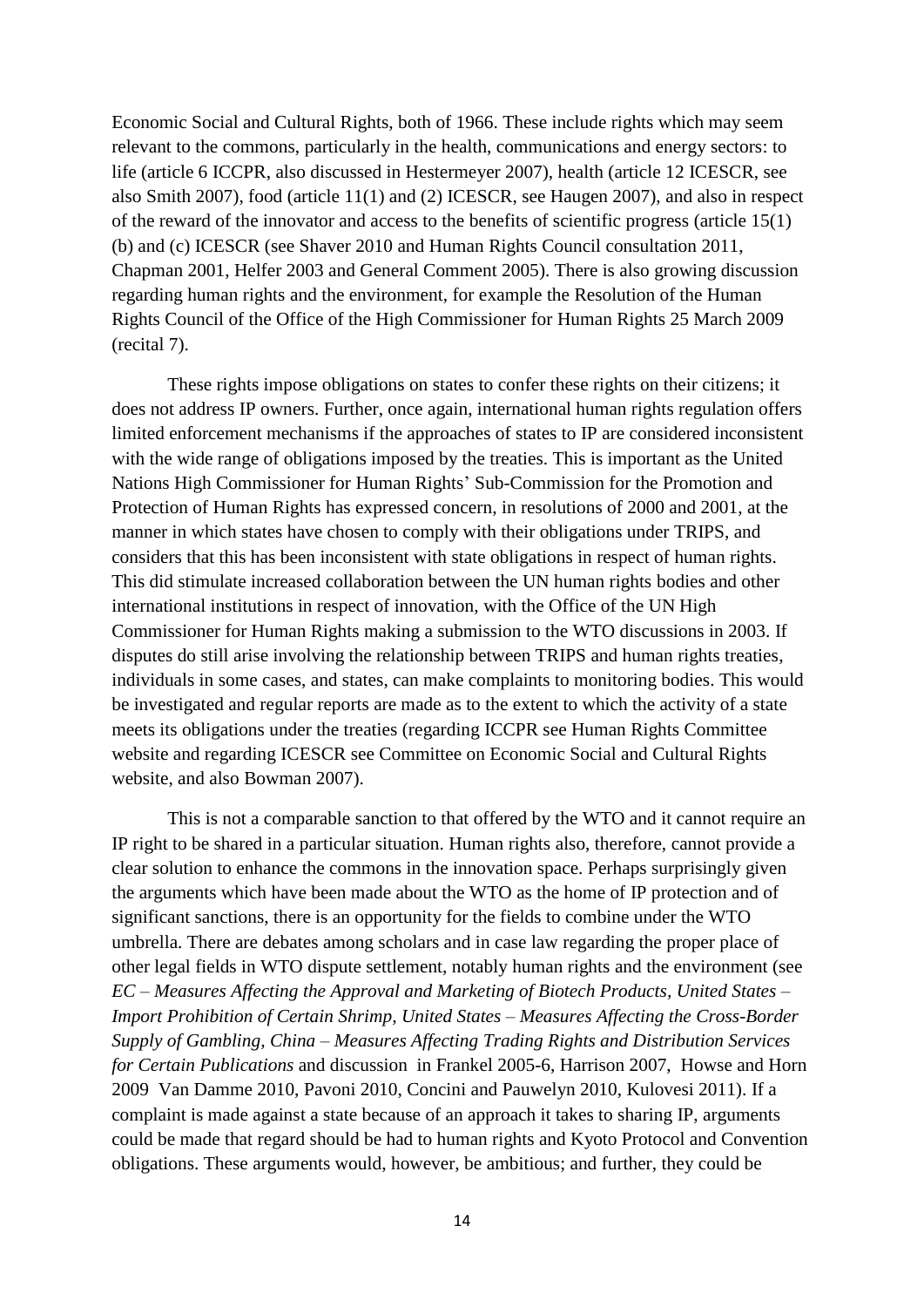Economic Social and Cultural Rights, both of 1966. These include rights which may seem relevant to the commons, particularly in the health, communications and energy sectors: to life (article 6 ICCPR, also discussed in Hestermeyer 2007), health (article 12 ICESCR, see also Smith 2007), food (article 11(1) and (2) ICESCR, see Haugen 2007), and also in respect of the reward of the innovator and access to the benefits of scientific progress (article 15(1) (b) and (c) ICESCR (see Shaver 2010 and Human Rights Council consultation 2011, Chapman 2001, Helfer 2003 and General Comment 2005). There is also growing discussion regarding human rights and the environment, for example the Resolution of the Human Rights Council of the Office of the High Commissioner for Human Rights 25 March 2009 (recital 7).

These rights impose obligations on states to confer these rights on their citizens; it does not address IP owners. Further, once again, international human rights regulation offers limited enforcement mechanisms if the approaches of states to IP are considered inconsistent with the wide range of obligations imposed by the treaties. This is important as the United Nations High Commissioner for Human Rights' Sub-Commission for the Promotion and Protection of Human Rights has expressed concern, in resolutions of 2000 and 2001, at the manner in which states have chosen to comply with their obligations under TRIPS, and considers that this has been inconsistent with state obligations in respect of human rights. This did stimulate increased collaboration between the UN human rights bodies and other international institutions in respect of innovation, with the Office of the UN High Commissioner for Human Rights making a submission to the WTO discussions in 2003. If disputes do still arise involving the relationship between TRIPS and human rights treaties, individuals in some cases, and states, can make complaints to monitoring bodies. This would be investigated and regular reports are made as to the extent to which the activity of a state meets its obligations under the treaties (regarding ICCPR see Human Rights Committee website and regarding ICESCR see Committee on Economic Social and Cultural Rights website, and also Bowman 2007).

This is not a comparable sanction to that offered by the WTO and it cannot require an IP right to be shared in a particular situation. Human rights also, therefore, cannot provide a clear solution to enhance the commons in the innovation space. Perhaps surprisingly given the arguments which have been made about the WTO as the home of IP protection and of significant sanctions, there is an opportunity for the fields to combine under the WTO umbrella. There are debates among scholars and in case law regarding the proper place of other legal fields in WTO dispute settlement, notably human rights and the environment (see *EC – Measures Affecting the Approval and Marketing of Biotech Products, United States – Import Prohibition of Certain Shrimp, United States – Measures Affecting the Cross-Border Supply of Gambling, China – Measures Affecting Trading Rights and Distribution Services for Certain Publications* and discussion in Frankel 2005-6, Harrison 2007, Howse and Horn 2009 Van Damme 2010, Pavoni 2010, Concini and Pauwelyn 2010, Kulovesi 2011). If a complaint is made against a state because of an approach it takes to sharing IP, arguments could be made that regard should be had to human rights and Kyoto Protocol and Convention obligations. These arguments would, however, be ambitious; and further, they could be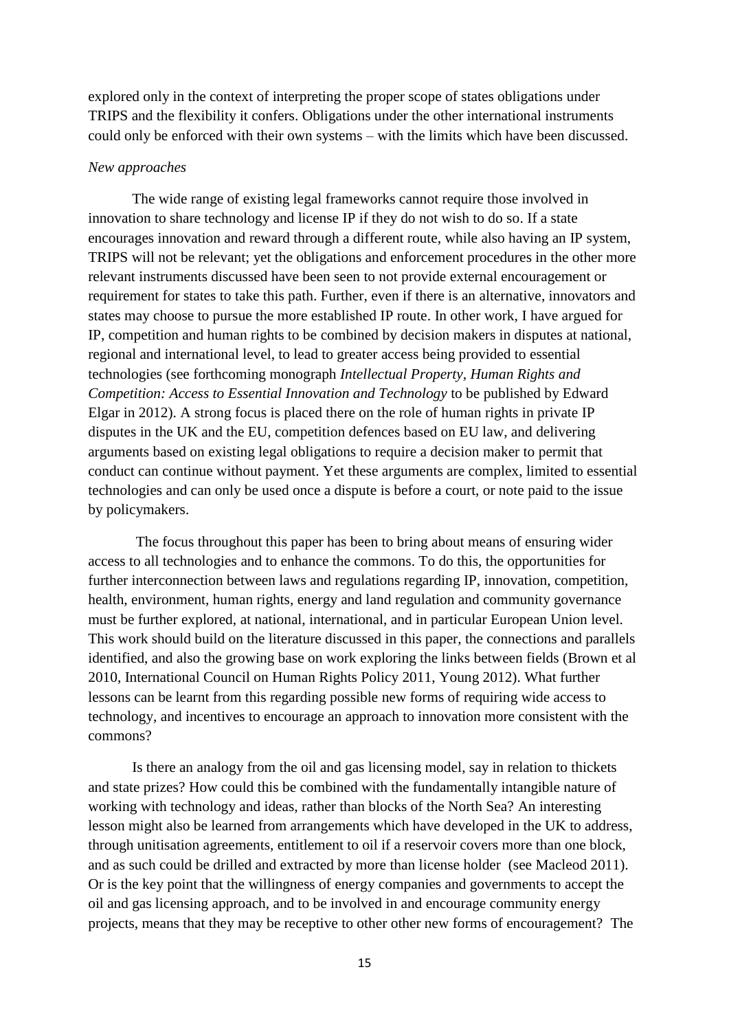explored only in the context of interpreting the proper scope of states obligations under TRIPS and the flexibility it confers. Obligations under the other international instruments could only be enforced with their own systems – with the limits which have been discussed.

*New approaches*

The wide range of existing legal frameworks cannot require those involved in innovation to share technology and license IP if they do not wish to do so. If a state encourages innovation and reward through a different route, while also having an IP system, TRIPS will not be relevant; yet the obligations and enforcement procedures in the other more relevant instruments discussed have been seen to not provide external encouragement or requirement for states to take this path. Further, even if there is an alternative, innovators and states may choose to pursue the more established IP route. In other work, I have argued for IP, competition and human rights to be combined by decision makers in disputes at national, regional and international level, to lead to greater access being provided to essential technologies (see forthcoming monograph *Intellectual Property, Human Rights and Competition: Access to Essential Innovation and Technology* to be published by Edward Elgar in 2012). A strong focus is placed there on the role of human rights in private IP disputes in the UK and the EU, competition defences based on EU law, and delivering arguments based on existing legal obligations to require a decision maker to permit that conduct can continue without payment. Yet these arguments are complex, limited to essential technologies and can only be used once a dispute is before a court, or note paid to the issue by policymakers.

The focus throughout this paper has been to bring about means of ensuring wider access to all technologies and to enhance the commons. To do this, the opportunities for further interconnection between laws and regulations regarding IP, innovation, competition, health, environment, human rights, energy and land regulation and community governance must be further explored, at national, international, and in particular European Union level. This work should build on the literature discussed in this paper, the connections and parallels identified, and also the growing base on work exploring the links between fields (Brown et al 2010, International Council on Human Rights Policy 2011, Young 2012). What further lessons can be learnt from this regarding possible new forms of requiring wide access to technology, and incentives to encourage an approach to innovation more consistent with the commons?

Is there an analogy from the oil and gas licensing model, say in relation to thickets and state prizes? How could this be combined with the fundamentally intangible nature of working with technology and ideas, rather than blocks of the North Sea? An interesting lesson might also be learned from arrangements which have developed in the UK to address, through unitisation agreements, entitlement to oil if a reservoir covers more than one block, and as such could be drilled and extracted by more than license holder (see Macleod 2011). Or is the key point that the willingness of energy companies and governments to accept the oil and gas licensing approach, and to be involved in and encourage community energy projects, means that they may be receptive to other other new forms of encouragement? The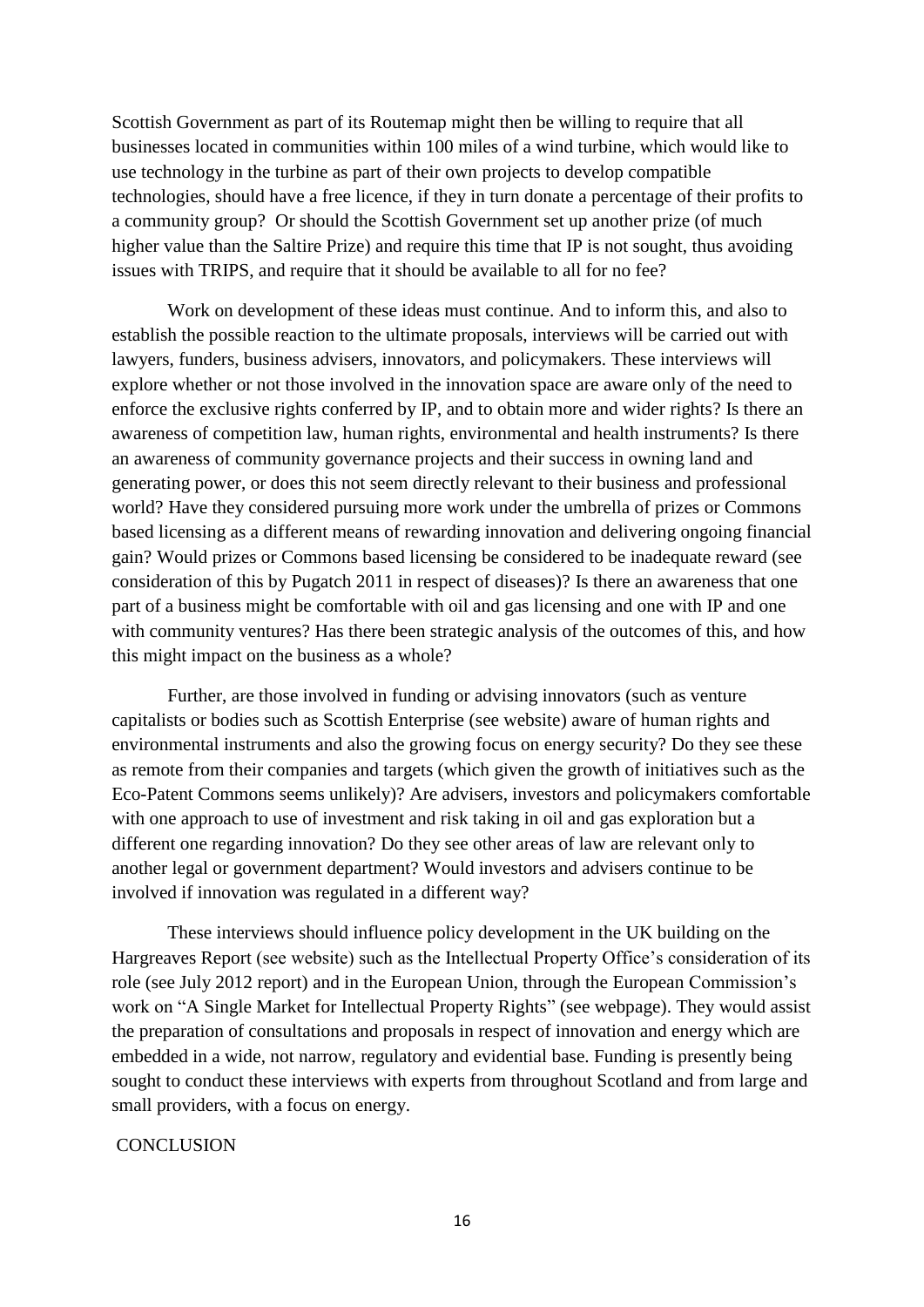Scottish Government as part of its Routemap might then be willing to require that all businesses located in communities within 100 miles of a wind turbine, which would like to use technology in the turbine as part of their own projects to develop compatible technologies, should have a free licence, if they in turn donate a percentage of their profits to a community group? Or should the Scottish Government set up another prize (of much higher value than the Saltire Prize) and require this time that IP is not sought, thus avoiding issues with TRIPS, and require that it should be available to all for no fee?

Work on development of these ideas must continue. And to inform this, and also to establish the possible reaction to the ultimate proposals, interviews will be carried out with lawyers, funders, business advisers, innovators, and policymakers. These interviews will explore whether or not those involved in the innovation space are aware only of the need to enforce the exclusive rights conferred by IP, and to obtain more and wider rights? Is there an awareness of competition law, human rights, environmental and health instruments? Is there an awareness of community governance projects and their success in owning land and generating power, or does this not seem directly relevant to their business and professional world? Have they considered pursuing more work under the umbrella of prizes or Commons based licensing as a different means of rewarding innovation and delivering ongoing financial gain? Would prizes or Commons based licensing be considered to be inadequate reward (see consideration of this by Pugatch 2011 in respect of diseases)? Is there an awareness that one part of a business might be comfortable with oil and gas licensing and one with IP and one with community ventures? Has there been strategic analysis of the outcomes of this, and how this might impact on the business as a whole?

Further, are those involved in funding or advising innovators (such as venture capitalists or bodies such as Scottish Enterprise (see website) aware of human rights and environmental instruments and also the growing focus on energy security? Do they see these as remote from their companies and targets (which given the growth of initiatives such as the Eco-Patent Commons seems unlikely)? Are advisers, investors and policymakers comfortable with one approach to use of investment and risk taking in oil and gas exploration but a different one regarding innovation? Do they see other areas of law are relevant only to another legal or government department? Would investors and advisers continue to be involved if innovation was regulated in a different way?

These interviews should influence policy development in the UK building on the Hargreaves Report (see website) such as the Intellectual Property Office's consideration of its role (see July 2012 report) and in the European Union, through the European Commission's work on "A Single Market for Intellectual Property Rights" (see webpage). They would assist the preparation of consultations and proposals in respect of innovation and energy which are embedded in a wide, not narrow, regulatory and evidential base. Funding is presently being sought to conduct these interviews with experts from throughout Scotland and from large and small providers, with a focus on energy.

## CONCLUSION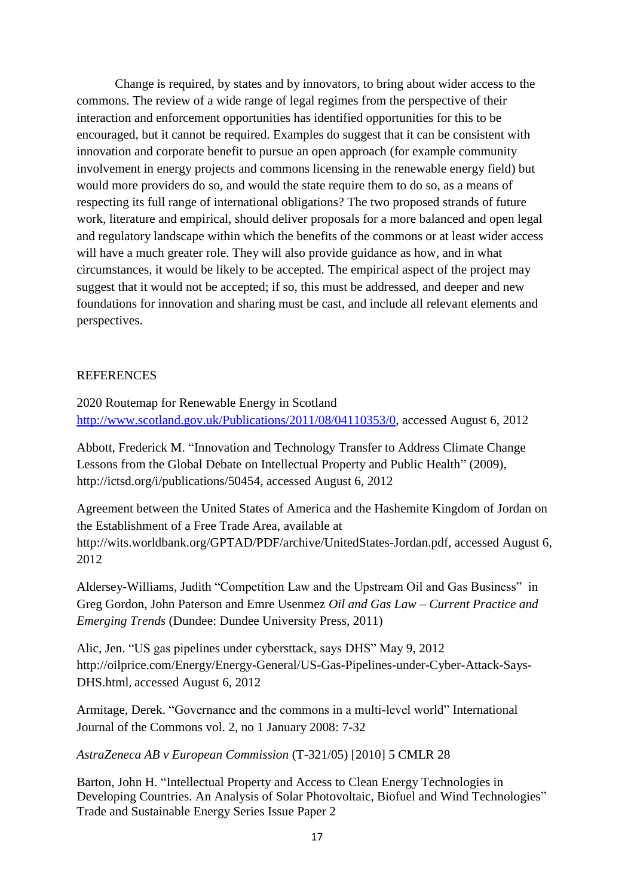Change is required, by states and by innovators, to bring about wider access to the commons. The review of a wide range of legal regimes from the perspective of their interaction and enforcement opportunities has identified opportunities for this to be encouraged, but it cannot be required. Examples do suggest that it can be consistent with innovation and corporate benefit to pursue an open approach (for example community involvement in energy projects and commons licensing in the renewable energy field) but would more providers do so, and would the state require them to do so, as a means of respecting its full range of international obligations? The two proposed strands of future work, literature and empirical, should deliver proposals for a more balanced and open legal and regulatory landscape within which the benefits of the commons or at least wider access will have a much greater role. They will also provide guidance as how, and in what circumstances, it would be likely to be accepted. The empirical aspect of the project may suggest that it would not be accepted; if so, this must be addressed, and deeper and new foundations for innovation and sharing must be cast, and include all relevant elements and perspectives.

## REFERENCES

2020 Routemap for Renewable Energy in Scotland http://www.scotland.gov.uk/Publications/2011/08/04110353/0, accessed August 6, 2012

Abbott, Frederick M. "Innovation and Technology Transfer to Address Climate Change Lessons from the Global Debate on Intellectual Property and Public Health" (2009), http://ictsd.org/i/publications/50454, accessed August 6, 2012

Agreement between the United States of America and the Hashemite Kingdom of Jordan on the Establishment of a Free Trade Area, available at http://wits.worldbank.org/GPTAD/PDF/archive/UnitedStates-Jordan.pdf, accessed August 6, 2012

Aldersey-Williams, Judith "Competition Law and the Upstream Oil and Gas Business" in Greg Gordon, John Paterson and Emre Usenmez *Oil and Gas Law – Current Practice and Emerging Trends* (Dundee: Dundee University Press, 2011)

Alic, Jen. "US gas pipelines under cybersttack, says DHS" May 9, 2012 http://oilprice.com/Energy/Energy-General/US-Gas-Pipelines-under-Cyber-Attack-Says-DHS.html, accessed August 6, 2012

Armitage, Derek. "Governance and the commons in a multi-level world" International Journal of the Commons vol. 2, no 1 January 2008: 7-32

*AstraZeneca AB v European Commission* (T-321/05) [2010] 5 CMLR 28

Barton, John H. "Intellectual Property and Access to Clean Energy Technologies in Developing Countries. An Analysis of Solar Photovoltaic, Biofuel and Wind Technologies" Trade and Sustainable Energy Series Issue Paper 2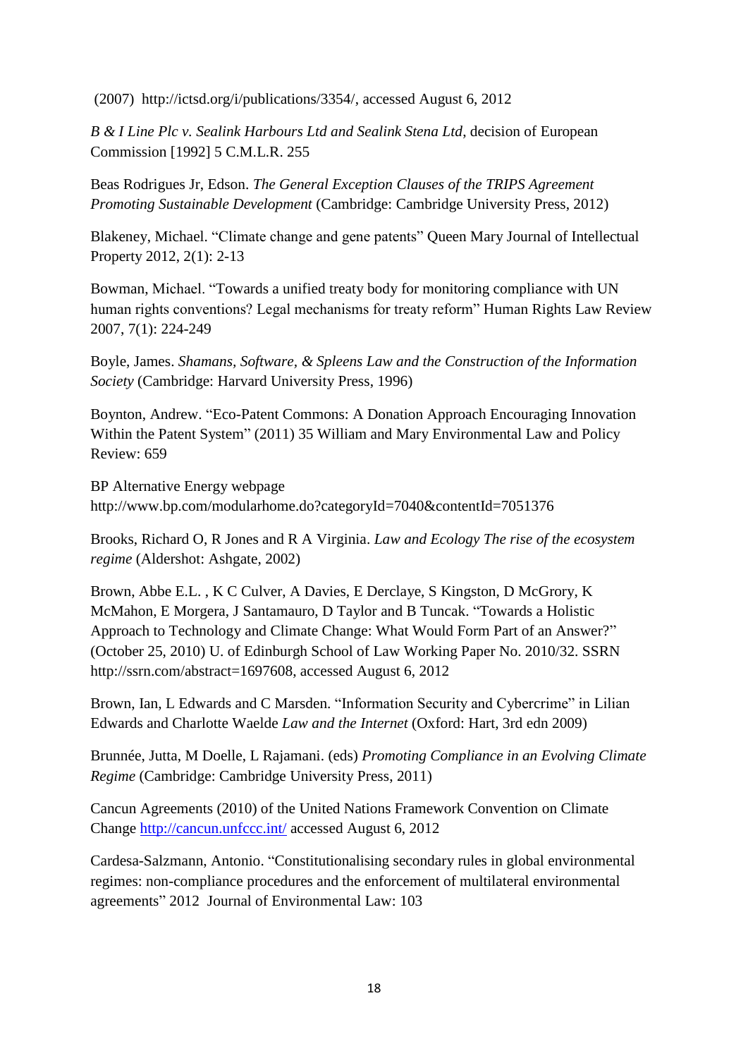(2007) http://ictsd.org/i/publications/3354/, accessed August 6, 2012

*B & I Line Plc v. Sealink Harbours Ltd and Sealink Stena Ltd*, decision of European Commission [1992] 5 C.M.L.R. 255

Beas Rodrigues Jr, Edson. *The General Exception Clauses of the TRIPS Agreement Promoting Sustainable Development* (Cambridge: Cambridge University Press, 2012)

Blakeney, Michael. "Climate change and gene patents" Queen Mary Journal of Intellectual Property 2012, 2(1): 2-13

Bowman, Michael. "Towards a unified treaty body for monitoring compliance with UN human rights conventions? Legal mechanisms for treaty reform" Human Rights Law Review 2007, 7(1): 224-249

Boyle, James. *Shamans, Software, & Spleens Law and the Construction of the Information Society* (Cambridge: Harvard University Press, 1996)

Boynton, Andrew. "Eco-Patent Commons: A Donation Approach Encouraging Innovation Within the Patent System" (2011) 35 William and Mary Environmental Law and Policy Review: 659

BP Alternative Energy webpage http://www.bp.com/modularhome.do?categoryId=7040&contentId=7051376

Brooks, Richard O, R Jones and R A Virginia. *Law and Ecology The rise of the ecosystem regime* (Aldershot: Ashgate, 2002)

Brown, Abbe E.L. , K C Culver, A Davies, E Derclaye, S Kingston, D McGrory, K McMahon, E Morgera, J Santamauro, D Taylor and B Tuncak. "Towards a Holistic Approach to Technology and Climate Change: What Would Form Part of an Answer?" (October 25, 2010) U. of Edinburgh School of Law Working Paper No. 2010/32. SSRN http://ssrn.com/abstract=1697608, accessed August 6, 2012

Brown, Ian, L Edwards and C Marsden. "Information Security and Cybercrime" in Lilian Edwards and Charlotte Waelde *Law and the Internet* (Oxford: Hart, 3rd edn 2009)

Brunnée, Jutta, M Doelle, L Rajamani. (eds) *Promoting Compliance in an Evolving Climate Regime* (Cambridge: Cambridge University Press, 2011)

Cancun Agreements (2010) of the United Nations Framework Convention on Climate Change http://cancun.unfccc.int/ accessed August 6, 2012

Cardesa-Salzmann, Antonio. "Constitutionalising secondary rules in global environmental regimes: non-compliance procedures and the enforcement of multilateral environmental agreements" 2012 Journal of Environmental Law: 103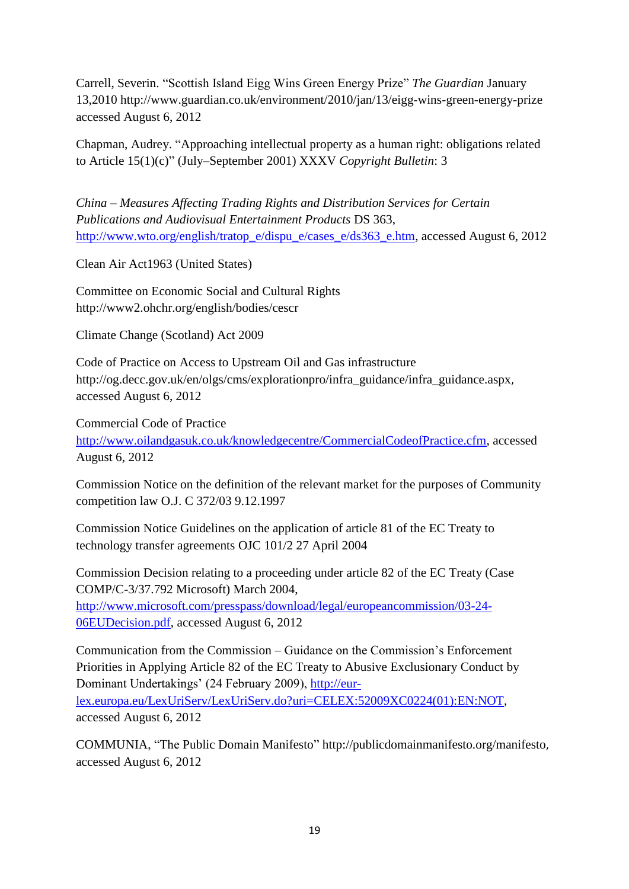Carrell, Severin. “Scottish Island Eigg Wins Green Energy Prize” *The Guardian* January 13,2010 http://www.guardian.co.uk/environment/2010/jan/13/eigg-wins-green-energy-prize accessed August 6, 2012

Chapman, Audrey. “Approaching intellectual property as a human right: obligations related to Article 15(1)(c)” (July–September 2001) XXXV *Copyright Bulletin*: 3

*China – Measures Affecting Trading Rights and Distribution Services for Certain Publications and Audiovisual Entertainment Products* DS 363, http://www.wto.org/english/tratop_e/dispu_e/cases_e/ds363_e.htm, accessed August 6, 2012

Clean Air Act1963 (United States)

Committee on Economic Social and Cultural Rights http://www2.ohchr.org/english/bodies/cescr

Climate Change (Scotland) Act 2009

Code of Practice on Access to Upstream Oil and Gas infrastructure http://og.decc.gov.uk/en/olgs/cms/explorationpro/infra_guidance/infra_guidance.aspx, accessed August 6, 2012

Commercial Code of Practice http://www.oilandgasuk.co.uk/knowledgecentre/CommercialCodeofPractice.cfm, accessed August 6, 2012

Commission Notice on the definition of the relevant market for the purposes of Community competition law O.J. C 372/03 9.12.1997

Commission Notice Guidelines on the application of article 81 of the EC Treaty to technology transfer agreements OJC 101/2 27 April 2004

Commission Decision relating to a proceeding under article 82 of the EC Treaty (Case COMP/C-3/37.792 Microsoft) March 2004, http://www.microsoft.com/presspass/download/legal/europeancommission/03-24-06EUDecision.pdf, accessed August 6, 2012

Communication from the Commission – Guidance on the Commission’s Enforcement Priorities in Applying Article 82 of the EC Treaty to Abusive Exclusionary Conduct by Dominant Undertakings’ (24 February 2009), http://eur-lex.europa.eu/LexUriServ/LexUriServ.do?uri=CELEX:52009XC0224(01):EN:NOT, accessed August 6, 2012

COMMUNIA, “The Public Domain Manifesto” http://publicdomainmanifesto.org/manifesto, accessed August 6, 2012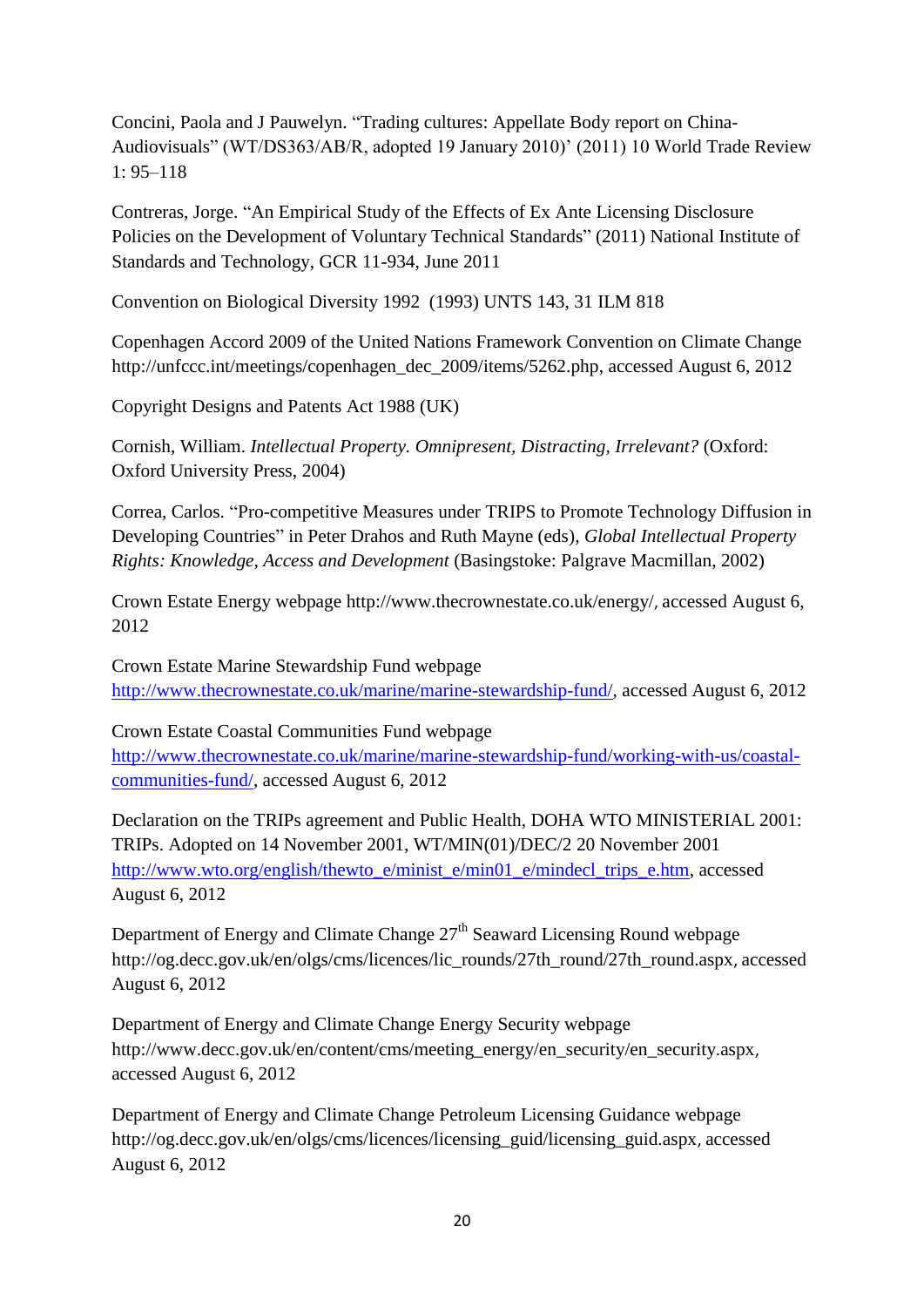Concini, Paola and J Pauwelyn. "Trading cultures: Appellate Body report on China-Audiovisuals" (WT/DS363/AB/R, adopted 19 January 2010)' (2011) 10 World Trade Review 1: 95–118

Contreras, Jorge. "An Empirical Study of the Effects of Ex Ante Licensing Disclosure Policies on the Development of Voluntary Technical Standards" (2011) National Institute of Standards and Technology, GCR 11-934, June 2011

Convention on Biological Diversity 1992 (1993) UNTS 143, 31 ILM 818

Copenhagen Accord 2009 of the United Nations Framework Convention on Climate Change http://unfccc.int/meetings/copenhagen_dec_2009/items/5262.php, accessed August 6, 2012

Copyright Designs and Patents Act 1988 (UK)

Cornish, William. *Intellectual Property. Omnipresent, Distracting, Irrelevant?* (Oxford: Oxford University Press, 2004)

Correa, Carlos. "Pro-competitive Measures under TRIPS to Promote Technology Diffusion in Developing Countries" in Peter Drahos and Ruth Mayne (eds), *Global Intellectual Property Rights: Knowledge, Access and Development* (Basingstoke: Palgrave Macmillan, 2002)

Crown Estate Energy webpage http://www.thecrownestate.co.uk/energy/, accessed August 6, 2012

Crown Estate Marine Stewardship Fund webpage http://www.thecrownestate.co.uk/marine/marine-stewardship-fund/, accessed August 6, 2012

Crown Estate Coastal Communities Fund webpage http://www.thecrownestate.co.uk/marine/marine-stewardship-fund/working-with-us/coastal-communities-fund/, accessed August 6, 2012

Declaration on the TRIPs agreement and Public Health, DOHA WTO MINISTERIAL 2001: TRIPs. Adopted on 14 November 2001, WT/MIN(01)/DEC/2 20 November 2001 http://www.wto.org/english/thewto_e/minist_e/min01_e/mindecl_trips_e.htm, accessed August 6, 2012

Department of Energy and Climate Change 27th Seaward Licensing Round webpage http://og.decc.gov.uk/en/olgs/cms/licences/lic_rounds/27th_round/27th_round.aspx, accessed August 6, 2012

Department of Energy and Climate Change Energy Security webpage http://www.decc.gov.uk/en/content/cms/meeting_energy/en_security/en_security.aspx, accessed August 6, 2012

Department of Energy and Climate Change Petroleum Licensing Guidance webpage http://og.decc.gov.uk/en/olgs/cms/licences/licensing_guid/licensing_guid.aspx, accessed August 6, 2012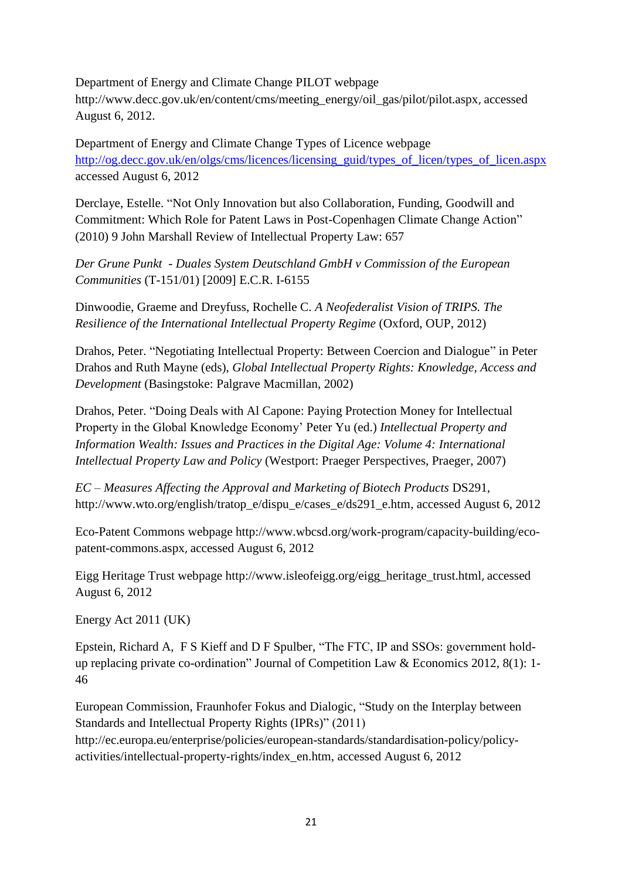Department of Energy and Climate Change PILOT webpage http://www.decc.gov.uk/en/content/cms/meeting_energy/oil_gas/pilot/pilot.aspx, accessed August 6, 2012.

Department of Energy and Climate Change Types of Licence webpage http://og.decc.gov.uk/en/olgs/cms/licences/licensing_guid/types_of_licen/types_of_licen.aspx accessed August 6, 2012

Derclaye, Estelle. "Not Only Innovation but also Collaboration, Funding, Goodwill and Commitment: Which Role for Patent Laws in Post-Copenhagen Climate Change Action" (2010) 9 John Marshall Review of Intellectual Property Law: 657

*Der Grune Punkt - Duales System Deutschland GmbH v Commission of the European Communities* (T-151/01) [2009] E.C.R. I-6155

Dinwoodie, Graeme and Dreyfuss, Rochelle C. *A Neofederalist Vision of TRIPS. The Resilience of the International Intellectual Property Regime* (Oxford, OUP, 2012)

Drahos, Peter. "Negotiating Intellectual Property: Between Coercion and Dialogue" in Peter Drahos and Ruth Mayne (eds), *Global Intellectual Property Rights: Knowledge, Access and Development* (Basingstoke: Palgrave Macmillan, 2002)

Drahos, Peter. "Doing Deals with Al Capone: Paying Protection Money for Intellectual Property in the Global Knowledge Economy' Peter Yu (ed.) *Intellectual Property and Information Wealth: Issues and Practices in the Digital Age: Volume 4: International Intellectual Property Law and Policy* (Westport: Praeger Perspectives, Praeger, 2007)

*EC – Measures Affecting the Approval and Marketing of Biotech Products* DS291, http://www.wto.org/english/tratop_e/dispu_e/cases_e/ds291_e.htm, accessed August 6, 2012

Eco-Patent Commons webpage http://www.wbcsd.org/work-program/capacity-building/eco-patent-commons.aspx, accessed August 6, 2012

Eigg Heritage Trust webpage http://www.isleofeigg.org/eigg_heritage_trust.html, accessed August 6, 2012

Energy Act 2011 (UK)

Epstein, Richard A, F S Kieff and D F Spulber, "The FTC, IP and SSOs: government hold-up replacing private co-ordination" Journal of Competition Law & Economics 2012, 8(1): 1-46

European Commission, Fraunhofer Fokus and Dialogic, "Study on the Interplay between Standards and Intellectual Property Rights (IPRs)" (2011) http://ec.europa.eu/enterprise/policies/european-standards/standardisation-policy/policy-activities/intellectual-property-rights/index_en.htm, accessed August 6, 2012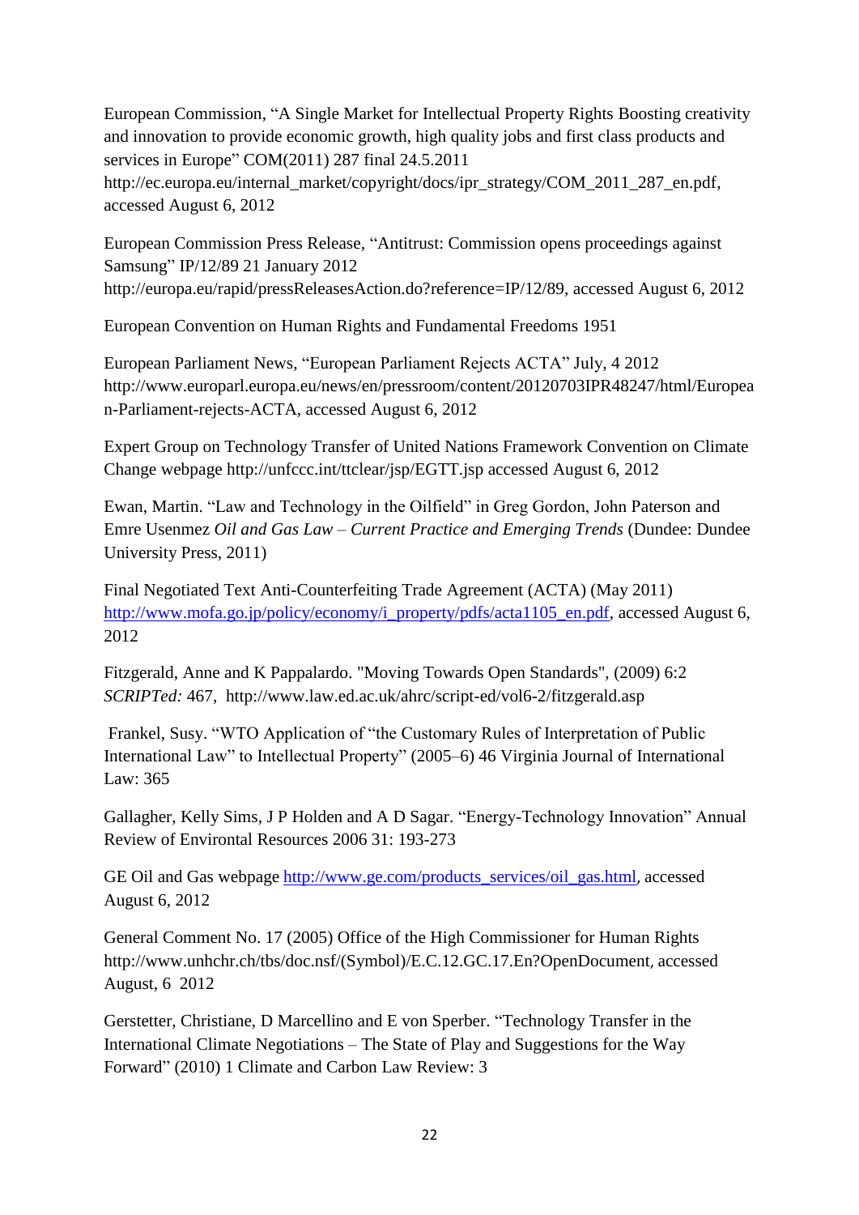European Commission, "A Single Market for Intellectual Property Rights Boosting creativity and innovation to provide economic growth, high quality jobs and first class products and services in Europe" COM(2011) 287 final 24.5.2011 http://ec.europa.eu/internal_market/copyright/docs/ipr_strategy/COM_2011_287_en.pdf, accessed August 6, 2012

European Commission Press Release, "Antitrust: Commission opens proceedings against Samsung" IP/12/89 21 January 2012 http://europa.eu/rapid/pressReleasesAction.do?reference=IP/12/89, accessed August 6, 2012

European Convention on Human Rights and Fundamental Freedoms 1951

European Parliament News, "European Parliament Rejects ACTA" July, 4 2012 http://www.europarl.europa.eu/news/en/pressroom/content/20120703IPR48247/html/European-Parliament-rejects-ACTA, accessed August 6, 2012

Expert Group on Technology Transfer of United Nations Framework Convention on Climate Change webpage http://unfccc.int/ttclear/jsp/EGTT.jsp accessed August 6, 2012

Ewan, Martin. "Law and Technology in the Oilfield" in Greg Gordon, John Paterson and Emre Usenmez *Oil and Gas Law – Current Practice and Emerging Trends* (Dundee: Dundee University Press, 2011)

Final Negotiated Text Anti-Counterfeiting Trade Agreement (ACTA) (May 2011) http://www.mofa.go.jp/policy/economy/i_property/pdfs/acta1105_en.pdf, accessed August 6, 2012

Fitzgerald, Anne and K Pappalardo. "Moving Towards Open Standards", (2009) 6:2 *SCRIPTed:* 467, http://www.law.ed.ac.uk/ahrc/script-ed/vol6-2/fitzgerald.asp

Frankel, Susy. "WTO Application of "the Customary Rules of Interpretation of Public International Law" to Intellectual Property" (2005–6) 46 Virginia Journal of International Law: 365

Gallagher, Kelly Sims, J P Holden and A D Sagar. "Energy-Technology Innovation" Annual Review of Environtal Resources 2006 31: 193-273

GE Oil and Gas webpage http://www.ge.com/products_services/oil_gas.html, accessed August 6, 2012

General Comment No. 17 (2005) Office of the High Commissioner for Human Rights http://www.unhchr.ch/tbs/doc.nsf/(Symbol)/E.C.12.GC.17.En?OpenDocument, accessed August, 6 2012

Gerstetter, Christiane, D Marcellino and E von Sperber. "Technology Transfer in the International Climate Negotiations – The State of Play and Suggestions for the Way Forward" (2010) 1 Climate and Carbon Law Review: 3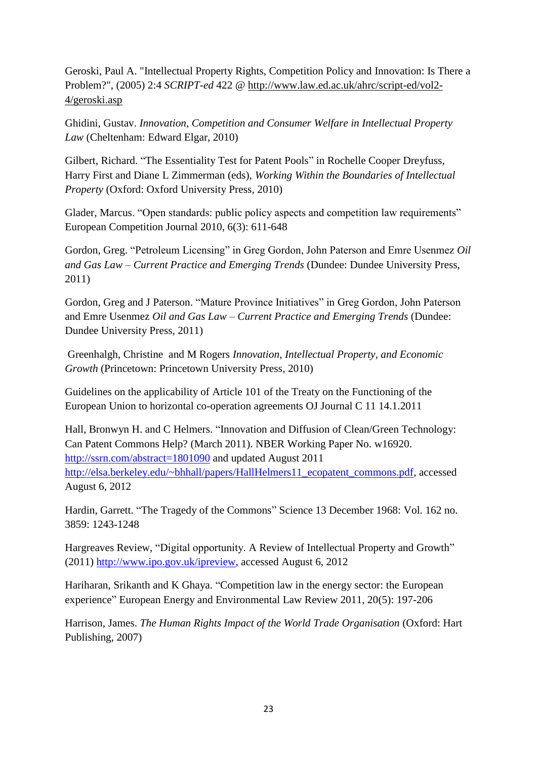Geroski, Paul A. "Intellectual Property Rights, Competition Policy and Innovation: Is There a Problem?", (2005) 2:4 *SCRIPT-ed* 422 @ http://www.law.ed.ac.uk/ahrc/script-ed/vol2-4/geroski.asp

Ghidini, Gustav. *Innovation, Competition and Consumer Welfare in Intellectual Property Law* (Cheltenham: Edward Elgar, 2010)

Gilbert, Richard. "The Essentiality Test for Patent Pools" in Rochelle Cooper Dreyfuss, Harry First and Diane L Zimmerman (eds), *Working Within the Boundaries of Intellectual Property* (Oxford: Oxford University Press, 2010)

Glader, Marcus. "Open standards: public policy aspects and competition law requirements" European Competition Journal 2010, 6(3): 611-648

Gordon, Greg. "Petroleum Licensing" in Greg Gordon, John Paterson and Emre Usenmez *Oil and Gas Law – Current Practice and Emerging Trends* (Dundee: Dundee University Press, 2011)

Gordon, Greg and J Paterson. "Mature Province Initiatives" in Greg Gordon, John Paterson and Emre Usenmez *Oil and Gas Law – Current Practice and Emerging Trends* (Dundee: Dundee University Press, 2011)

Greenhalgh, Christine and M Rogers *Innovation, Intellectual Property, and Economic Growth* (Princetown: Princetown University Press, 2010)

Guidelines on the applicability of Article 101 of the Treaty on the Functioning of the European Union to horizontal co-operation agreements OJ Journal C 11 14.1.2011

Hall, Bronwyn H. and C Helmers. "Innovation and Diffusion of Clean/Green Technology: Can Patent Commons Help? (March 2011). NBER Working Paper No. w16920. http://ssrn.com/abstract=1801090 and updated August 2011 http://elsa.berkeley.edu/~bhhall/papers/HallHelmers11_ecopatent_commons.pdf, accessed August 6, 2012

Hardin, Garrett. "The Tragedy of the Commons" Science 13 December 1968: Vol. 162 no. 3859: 1243-1248

Hargreaves Review, "Digital opportunity. A Review of Intellectual Property and Growth" (2011) http://www.ipo.gov.uk/ipreview, accessed August 6, 2012

Hariharan, Srikanth and K Ghaya. "Competition law in the energy sector: the European experience" European Energy and Environmental Law Review 2011, 20(5): 197-206

Harrison, James. *The Human Rights Impact of the World Trade Organisation* (Oxford: Hart Publishing, 2007)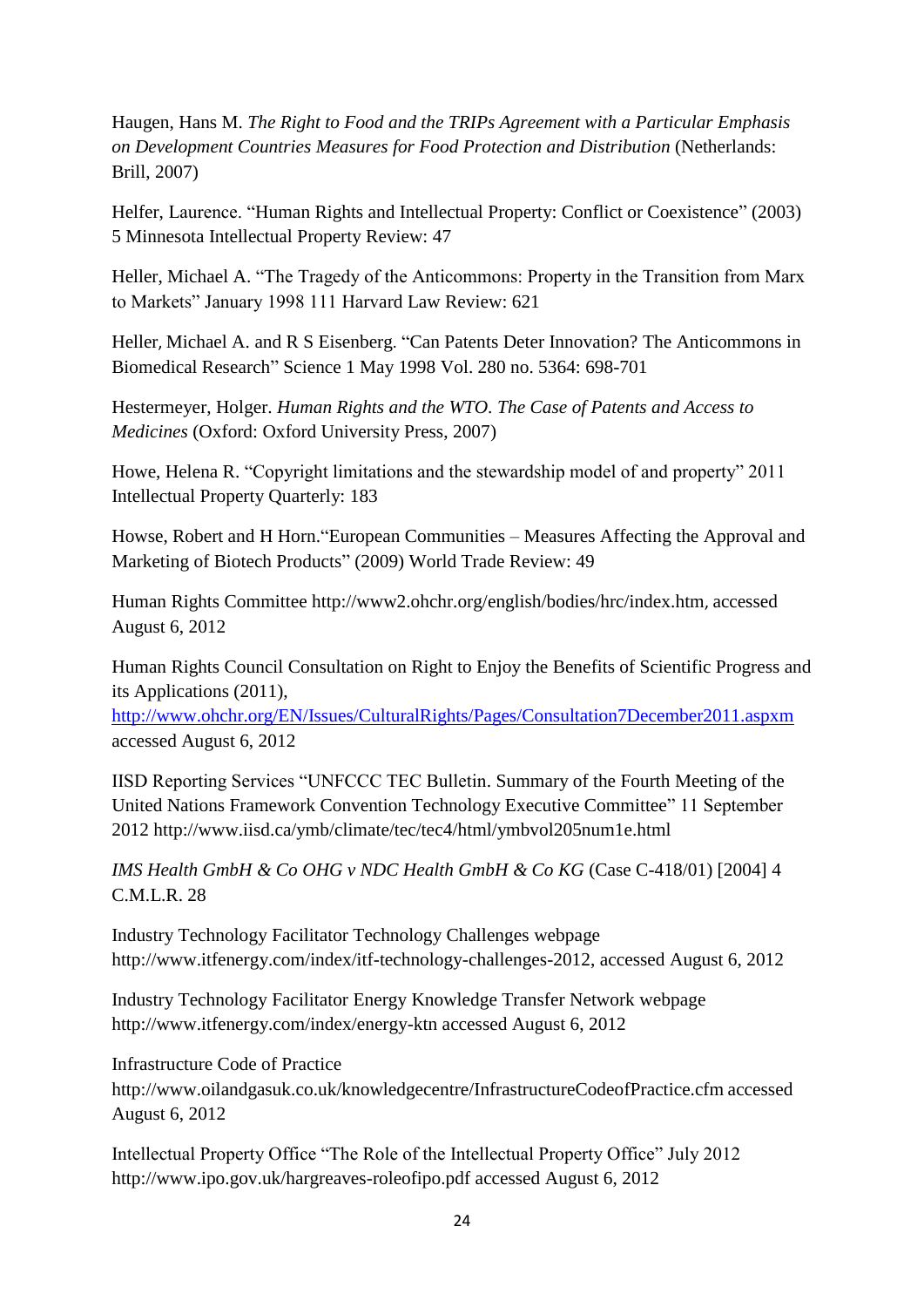Haugen, Hans M. *The Right to Food and the TRIPs Agreement with a Particular Emphasis on Development Countries Measures for Food Protection and Distribution* (Netherlands: Brill, 2007)

Helfer, Laurence. "Human Rights and Intellectual Property: Conflict or Coexistence" (2003) 5 Minnesota Intellectual Property Review: 47

Heller, Michael A. "The Tragedy of the Anticommons: Property in the Transition from Marx to Markets" January 1998 111 Harvard Law Review: 621

Heller, Michael A. and R S Eisenberg. "Can Patents Deter Innovation? The Anticommons in Biomedical Research" Science 1 May 1998 Vol. 280 no. 5364: 698-701

Hestermeyer, Holger. *Human Rights and the WTO. The Case of Patents and Access to Medicines* (Oxford: Oxford University Press, 2007)

Howe, Helena R. "Copyright limitations and the stewardship model of and property" 2011 Intellectual Property Quarterly: 183

Howse, Robert and H Horn."European Communities – Measures Affecting the Approval and Marketing of Biotech Products" (2009) World Trade Review: 49

Human Rights Committee http://www2.ohchr.org/english/bodies/hrc/index.htm, accessed August 6, 2012

Human Rights Council Consultation on Right to Enjoy the Benefits of Scientific Progress and its Applications (2011), http://www.ohchr.org/EN/Issues/CulturalRights/Pages/Consultation7December2011.aspxm accessed August 6, 2012

IISD Reporting Services "UNFCCC TEC Bulletin. Summary of the Fourth Meeting of the United Nations Framework Convention Technology Executive Committee" 11 September 2012 http://www.iisd.ca/ymb/climate/tec/tec4/html/ymbvol205num1e.html

*IMS Health GmbH & Co OHG v NDC Health GmbH & Co KG* (Case C-418/01) [2004] 4 C.M.L.R. 28

Industry Technology Facilitator Technology Challenges webpage http://www.itfenergy.com/index/itf-technology-challenges-2012, accessed August 6, 2012

Industry Technology Facilitator Energy Knowledge Transfer Network webpage http://www.itfenergy.com/index/energy-ktn accessed August 6, 2012

Infrastructure Code of Practice http://www.oilandgasuk.co.uk/knowledgecentre/InfrastructureCodeofPractice.cfm accessed August 6, 2012

Intellectual Property Office "The Role of the Intellectual Property Office" July 2012 http://www.ipo.gov.uk/hargreaves-roleofipo.pdf accessed August 6, 2012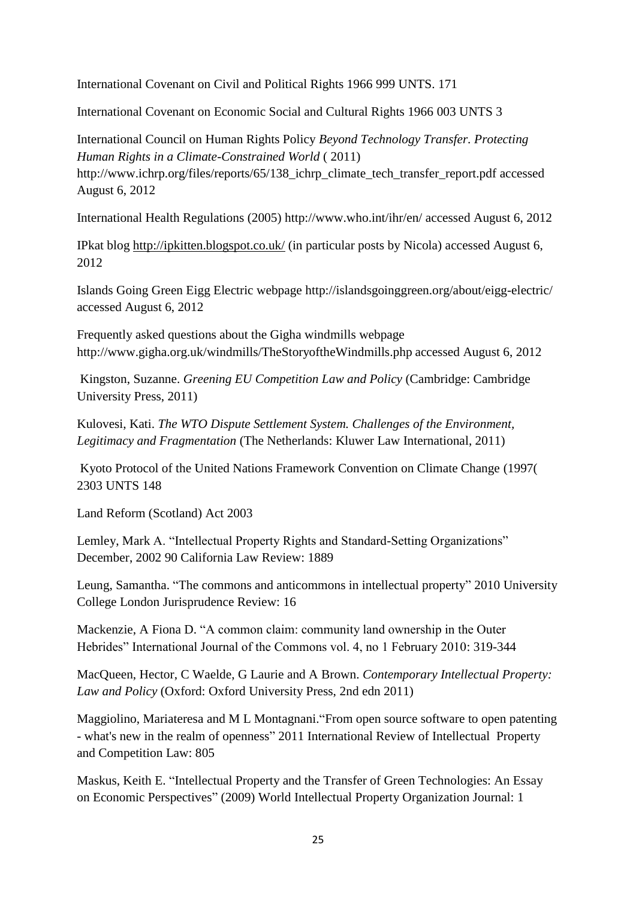International Covenant on Civil and Political Rights 1966 999 UNTS. 171

International Covenant on Economic Social and Cultural Rights 1966 003 UNTS 3

International Council on Human Rights Policy *Beyond Technology Transfer. Protecting Human Rights in a Climate-Constrained World* ( 2011) http://www.ichrp.org/files/reports/65/138_ichrp_climate_tech_transfer_report.pdf accessed August 6, 2012

International Health Regulations (2005) http://www.who.int/ihr/en/ accessed August 6, 2012

IPkat blog http://ipkitten.blogspot.co.uk/ (in particular posts by Nicola) accessed August 6, 2012

Islands Going Green Eigg Electric webpage http://islandsgoinggreen.org/about/eigg-electric/ accessed August 6, 2012

Frequently asked questions about the Gigha windmills webpage http://www.gigha.org.uk/windmills/TheStoryoftheWindmills.php accessed August 6, 2012

Kingston, Suzanne. *Greening EU Competition Law and Policy* (Cambridge: Cambridge University Press, 2011)

Kulovesi, Kati. *The WTO Dispute Settlement System. Challenges of the Environment, Legitimacy and Fragmentation* (The Netherlands: Kluwer Law International, 2011)

Kyoto Protocol of the United Nations Framework Convention on Climate Change (1997( 2303 UNTS 148

Land Reform (Scotland) Act 2003

Lemley, Mark A. "Intellectual Property Rights and Standard-Setting Organizations" December, 2002 90 California Law Review: 1889

Leung, Samantha. "The commons and anticommons in intellectual property" 2010 University College London Jurisprudence Review: 16

Mackenzie, A Fiona D. "A common claim: community land ownership in the Outer Hebrides" International Journal of the Commons vol. 4, no 1 February 2010: 319-344

MacQueen, Hector, C Waelde, G Laurie and A Brown. *Contemporary Intellectual Property: Law and Policy* (Oxford: Oxford University Press, 2nd edn 2011)

Maggiolino, Mariateresa and M L Montagnani."From open source software to open patenting - what's new in the realm of openness" 2011 International Review of Intellectual Property and Competition Law: 805

Maskus, Keith E. "Intellectual Property and the Transfer of Green Technologies: An Essay on Economic Perspectives" (2009) World Intellectual Property Organization Journal: 1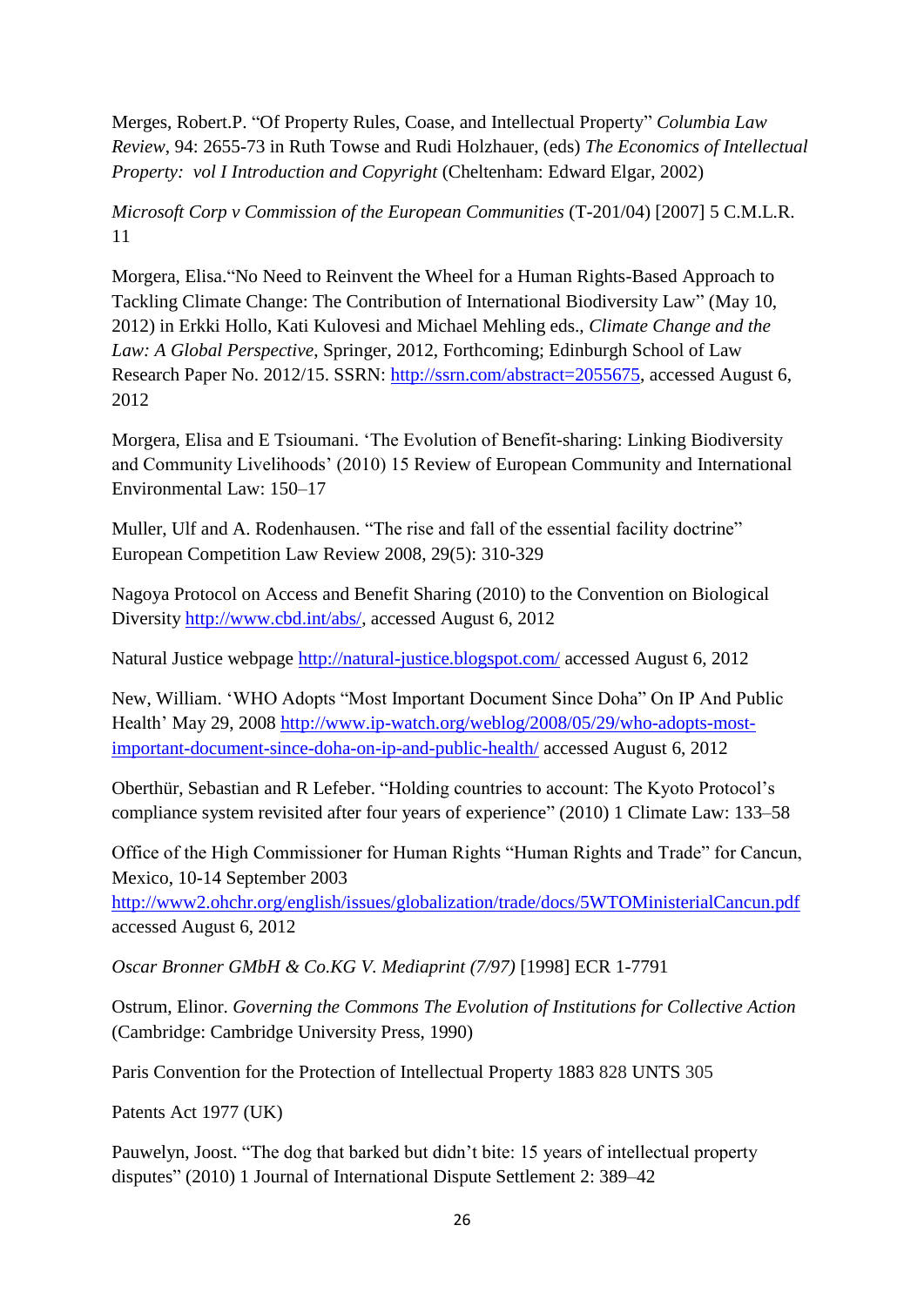Merges, Robert.P. "Of Property Rules, Coase, and Intellectual Property" *Columbia Law Review*, 94: 2655-73 in Ruth Towse and Rudi Holzhauer, (eds) *The Economics of Intellectual Property: vol I Introduction and Copyright* (Cheltenham: Edward Elgar, 2002)

*Microsoft Corp v Commission of the European Communities* (T-201/04) [2007] 5 C.M.L.R. 11

Morgera, Elisa."No Need to Reinvent the Wheel for a Human Rights-Based Approach to Tackling Climate Change: The Contribution of International Biodiversity Law" (May 10, 2012) in Erkki Hollo, Kati Kulovesi and Michael Mehling eds., *Climate Change and the Law: A Global Perspective*, Springer, 2012, Forthcoming; Edinburgh School of Law Research Paper No. 2012/15. SSRN: http://ssrn.com/abstract=2055675, accessed August 6, 2012

Morgera, Elisa and E Tsioumani. 'The Evolution of Benefit-sharing: Linking Biodiversity and Community Livelihoods' (2010) 15 Review of European Community and International Environmental Law: 150–17

Muller, Ulf and A. Rodenhausen. "The rise and fall of the essential facility doctrine" European Competition Law Review 2008, 29(5): 310-329

Nagoya Protocol on Access and Benefit Sharing (2010) to the Convention on Biological Diversity http://www.cbd.int/abs/, accessed August 6, 2012

Natural Justice webpage http://natural-justice.blogspot.com/ accessed August 6, 2012

New, William. 'WHO Adopts "Most Important Document Since Doha" On IP And Public Health' May 29, 2008 http://www.ip-watch.org/weblog/2008/05/29/who-adopts-most-important-document-since-doha-on-ip-and-public-health/ accessed August 6, 2012

Oberthür, Sebastian and R Lefeber. "Holding countries to account: The Kyoto Protocol's compliance system revisited after four years of experience" (2010) 1 Climate Law: 133–58

Office of the High Commissioner for Human Rights "Human Rights and Trade" for Cancun, Mexico, 10-14 September 2003 http://www2.ohchr.org/english/issues/globalization/trade/docs/5WTOMinisterialCancun.pdf accessed August 6, 2012

*Oscar Bronner GMbH & Co.KG V. Mediaprint (7/97)* [1998] ECR 1-7791

Ostrum, Elinor. *Governing the Commons The Evolution of Institutions for Collective Action* (Cambridge: Cambridge University Press, 1990)

Paris Convention for the Protection of Intellectual Property 1883 828 UNTS 305

Patents Act 1977 (UK)

Pauwelyn, Joost. "The dog that barked but didn't bite: 15 years of intellectual property disputes" (2010) 1 Journal of International Dispute Settlement 2: 389–42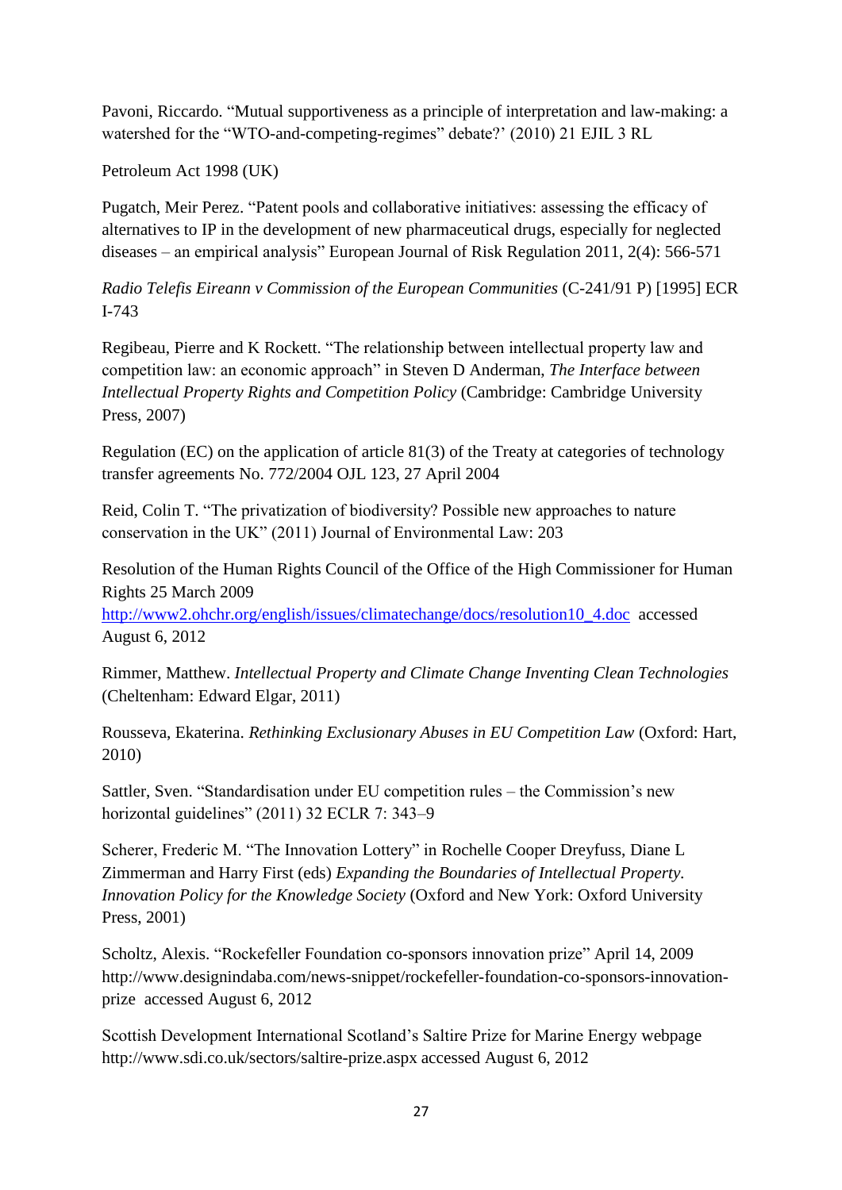Pavoni, Riccardo. "Mutual supportiveness as a principle of interpretation and law-making: a watershed for the "WTO-and-competing-regimes" debate?' (2010) 21 EJIL 3 RL

Petroleum Act 1998 (UK)

Pugatch, Meir Perez. "Patent pools and collaborative initiatives: assessing the efficacy of alternatives to IP in the development of new pharmaceutical drugs, especially for neglected diseases – an empirical analysis" European Journal of Risk Regulation 2011, 2(4): 566-571

*Radio Telefis Eireann v Commission of the European Communities* (C-241/91 P) [1995] ECR I-743

Regibeau, Pierre and K Rockett. "The relationship between intellectual property law and competition law: an economic approach" in Steven D Anderman, *The Interface between Intellectual Property Rights and Competition Policy* (Cambridge: Cambridge University Press, 2007)

Regulation (EC) on the application of article 81(3) of the Treaty at categories of technology transfer agreements No. 772/2004 OJL 123, 27 April 2004

Reid, Colin T. "The privatization of biodiversity? Possible new approaches to nature conservation in the UK" (2011) Journal of Environmental Law: 203

Resolution of the Human Rights Council of the Office of the High Commissioner for Human Rights 25 March 2009 [http://www2.ohchr.org/english/issues/climatechange/docs/resolution10_4.doc](http://www2.ohchr.org/english/issues/climatechange/docs/resolution10_4.doc) accessed August 6, 2012

Rimmer, Matthew. *Intellectual Property and Climate Change Inventing Clean Technologies* (Cheltenham: Edward Elgar, 2011)

Rousseva, Ekaterina. *Rethinking Exclusionary Abuses in EU Competition Law* (Oxford: Hart, 2010)

Sattler, Sven. "Standardisation under EU competition rules – the Commission's new horizontal guidelines" (2011) 32 ECLR 7: 343–9

Scherer, Frederic M. "The Innovation Lottery" in Rochelle Cooper Dreyfuss, Diane L Zimmerman and Harry First (eds) *Expanding the Boundaries of Intellectual Property. Innovation Policy for the Knowledge Society* (Oxford and New York: Oxford University Press, 2001)

Scholtz, Alexis. "Rockefeller Foundation co-sponsors innovation prize" April 14, 2009 http://www.designindaba.com/news-snippet/rockefeller-foundation-co-sponsors-innovation-prize accessed August 6, 2012

Scottish Development International Scotland's Saltire Prize for Marine Energy webpage http://www.sdi.co.uk/sectors/saltire-prize.aspx accessed August 6, 2012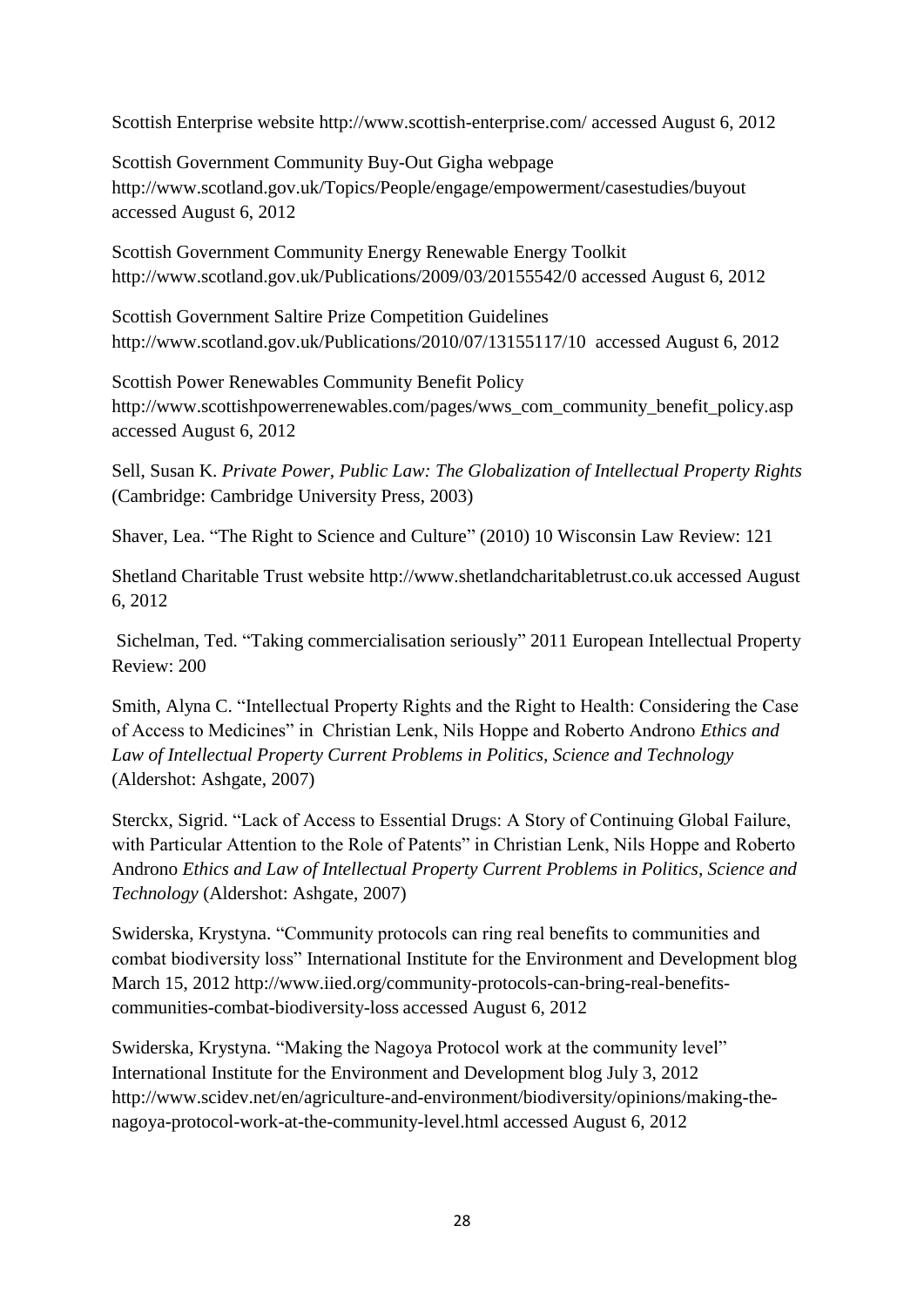Scottish Enterprise website http://www.scottish-enterprise.com/ accessed August 6, 2012

Scottish Government Community Buy-Out Gigha webpage http://www.scotland.gov.uk/Topics/People/engage/empowerment/casestudies/buyout accessed August 6, 2012

Scottish Government Community Energy Renewable Energy Toolkit http://www.scotland.gov.uk/Publications/2009/03/20155542/0 accessed August 6, 2012

Scottish Government Saltire Prize Competition Guidelines http://www.scotland.gov.uk/Publications/2010/07/13155117/10 accessed August 6, 2012

Scottish Power Renewables Community Benefit Policy http://www.scottishpowerrenewables.com/pages/wws_com_community_benefit_policy.asp accessed August 6, 2012

Sell, Susan K. *Private Power, Public Law: The Globalization of Intellectual Property Rights* (Cambridge: Cambridge University Press, 2003)

Shaver, Lea. "The Right to Science and Culture" (2010) 10 Wisconsin Law Review: 121

Shetland Charitable Trust website http://www.shetlandcharitabletrust.co.uk accessed August 6, 2012

Sichelman, Ted. "Taking commercialisation seriously" 2011 European Intellectual Property Review: 200

Smith, Alyna C. "Intellectual Property Rights and the Right to Health: Considering the Case of Access to Medicines" in Christian Lenk, Nils Hoppe and Roberto Androno *Ethics and Law of Intellectual Property Current Problems in Politics, Science and Technology* (Aldershot: Ashgate, 2007)

Sterckx, Sigrid. "Lack of Access to Essential Drugs: A Story of Continuing Global Failure, with Particular Attention to the Role of Patents" in Christian Lenk, Nils Hoppe and Roberto Androno *Ethics and Law of Intellectual Property Current Problems in Politics, Science and Technology* (Aldershot: Ashgate, 2007)

Swiderska, Krystyna. "Community protocols can ring real benefits to communities and combat biodiversity loss" International Institute for the Environment and Development blog March 15, 2012 http://www.iied.org/community-protocols-can-bring-real-benefits-communities-combat-biodiversity-loss accessed August 6, 2012

Swiderska, Krystyna. "Making the Nagoya Protocol work at the community level" International Institute for the Environment and Development blog July 3, 2012 http://www.scidev.net/en/agriculture-and-environment/biodiversity/opinions/making-the-nagoya-protocol-work-at-the-community-level.html accessed August 6, 2012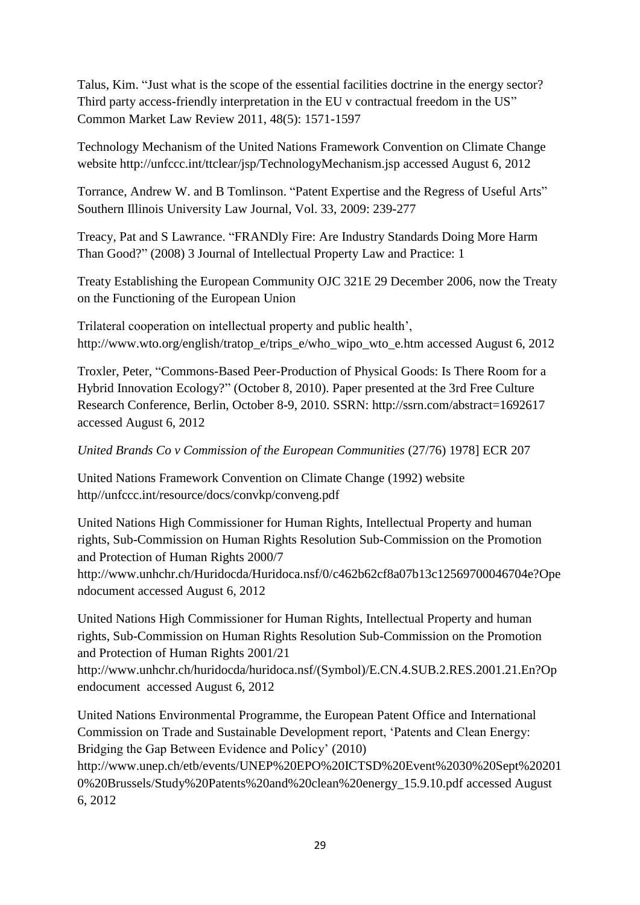Talus, Kim. "Just what is the scope of the essential facilities doctrine in the energy sector? Third party access-friendly interpretation in the EU v contractual freedom in the US" Common Market Law Review 2011, 48(5): 1571-1597

Technology Mechanism of the United Nations Framework Convention on Climate Change website http://unfccc.int/ttclear/jsp/TechnologyMechanism.jsp accessed August 6, 2012

Torrance, Andrew W. and B Tomlinson. "Patent Expertise and the Regress of Useful Arts" Southern Illinois University Law Journal, Vol. 33, 2009: 239-277

Treacy, Pat and S Lawrance. "FRANDly Fire: Are Industry Standards Doing More Harm Than Good?" (2008) 3 Journal of Intellectual Property Law and Practice: 1

Treaty Establishing the European Community OJC 321E 29 December 2006, now the Treaty on the Functioning of the European Union

Trilateral cooperation on intellectual property and public health', http://www.wto.org/english/tratop_e/trips_e/who_wipo_wto_e.htm accessed August 6, 2012

Troxler, Peter, "Commons-Based Peer-Production of Physical Goods: Is There Room for a Hybrid Innovation Ecology?" (October 8, 2010). Paper presented at the 3rd Free Culture Research Conference, Berlin, October 8-9, 2010. SSRN: http://ssrn.com/abstract=1692617 accessed August 6, 2012

*United Brands Co v Commission of the European Communities* (27/76) 1978] ECR 207

United Nations Framework Convention on Climate Change (1992) website http//unfccc.int/resource/docs/convkp/conveng.pdf

United Nations High Commissioner for Human Rights, Intellectual Property and human rights, Sub-Commission on Human Rights Resolution Sub-Commission on the Promotion and Protection of Human Rights 2000/7 http://www.unhchr.ch/Huridocda/Huridoca.nsf/0/c462b62cf8a07b13c12569700046704e?Opendocument accessed August 6, 2012

United Nations High Commissioner for Human Rights, Intellectual Property and human rights, Sub-Commission on Human Rights Resolution Sub-Commission on the Promotion and Protection of Human Rights 2001/21 http://www.unhchr.ch/huridocda/huridoca.nsf/(Symbol)/E.CN.4.SUB.2.RES.2001.21.En?Opendocument accessed August 6, 2012

United Nations Environmental Programme, the European Patent Office and International Commission on Trade and Sustainable Development report, 'Patents and Clean Energy: Bridging the Gap Between Evidence and Policy' (2010) http://www.unep.ch/etb/events/UNEP%20EPO%20ICTSD%20Event%2030%20Sept%202010%20Brussels/Study%20Patents%20and%20clean%20energy_15.9.10.pdf accessed August 6, 2012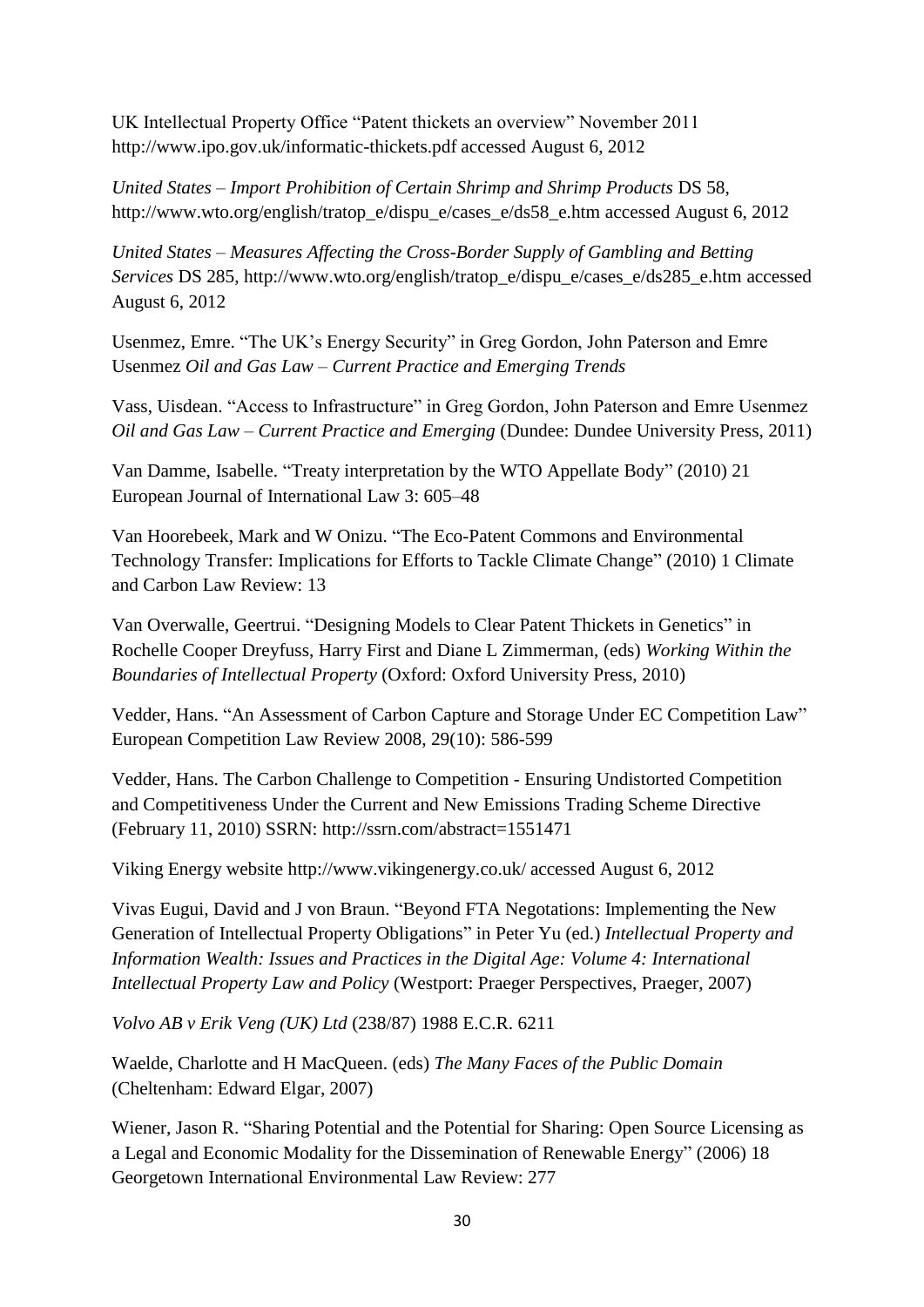UK Intellectual Property Office "Patent thickets an overview" November 2011 http://www.ipo.gov.uk/informatic-thickets.pdf accessed August 6, 2012

*United States – Import Prohibition of Certain Shrimp and Shrimp Products* DS 58, http://www.wto.org/english/tratop_e/dispu_e/cases_e/ds58_e.htm accessed August 6, 2012

*United States – Measures Affecting the Cross-Border Supply of Gambling and Betting Services* DS 285, http://www.wto.org/english/tratop_e/dispu_e/cases_e/ds285_e.htm accessed August 6, 2012

Usenmez, Emre. "The UK's Energy Security" in Greg Gordon, John Paterson and Emre Usenmez *Oil and Gas Law – Current Practice and Emerging Trends*

Vass, Uisdean. "Access to Infrastructure" in Greg Gordon, John Paterson and Emre Usenmez *Oil and Gas Law – Current Practice and Emerging* (Dundee: Dundee University Press, 2011)

Van Damme, Isabelle. "Treaty interpretation by the WTO Appellate Body" (2010) 21 European Journal of International Law 3: 605–48

Van Hoorebeek, Mark and W Onizu. "The Eco-Patent Commons and Environmental Technology Transfer: Implications for Efforts to Tackle Climate Change" (2010) 1 Climate and Carbon Law Review: 13

Van Overwalle, Geertrui. "Designing Models to Clear Patent Thickets in Genetics" in Rochelle Cooper Dreyfuss, Harry First and Diane L Zimmerman, (eds) *Working Within the Boundaries of Intellectual Property* (Oxford: Oxford University Press, 2010)

Vedder, Hans. "An Assessment of Carbon Capture and Storage Under EC Competition Law" European Competition Law Review 2008, 29(10): 586-599

Vedder, Hans. The Carbon Challenge to Competition - Ensuring Undistorted Competition and Competitiveness Under the Current and New Emissions Trading Scheme Directive (February 11, 2010) SSRN: http://ssrn.com/abstract=1551471

Viking Energy website http://www.vikingenergy.co.uk/ accessed August 6, 2012

Vivas Eugui, David and J von Braun. "Beyond FTA Negotations: Implementing the New Generation of Intellectual Property Obligations" in Peter Yu (ed.) *Intellectual Property and Information Wealth: Issues and Practices in the Digital Age: Volume 4: International Intellectual Property Law and Policy* (Westport: Praeger Perspectives, Praeger, 2007)

*Volvo AB v Erik Veng (UK) Ltd* (238/87) 1988 E.C.R. 6211

Waelde, Charlotte and H MacQueen. (eds) *The Many Faces of the Public Domain* (Cheltenham: Edward Elgar, 2007)

Wiener, Jason R. "Sharing Potential and the Potential for Sharing: Open Source Licensing as a Legal and Economic Modality for the Dissemination of Renewable Energy" (2006) 18 Georgetown International Environmental Law Review: 277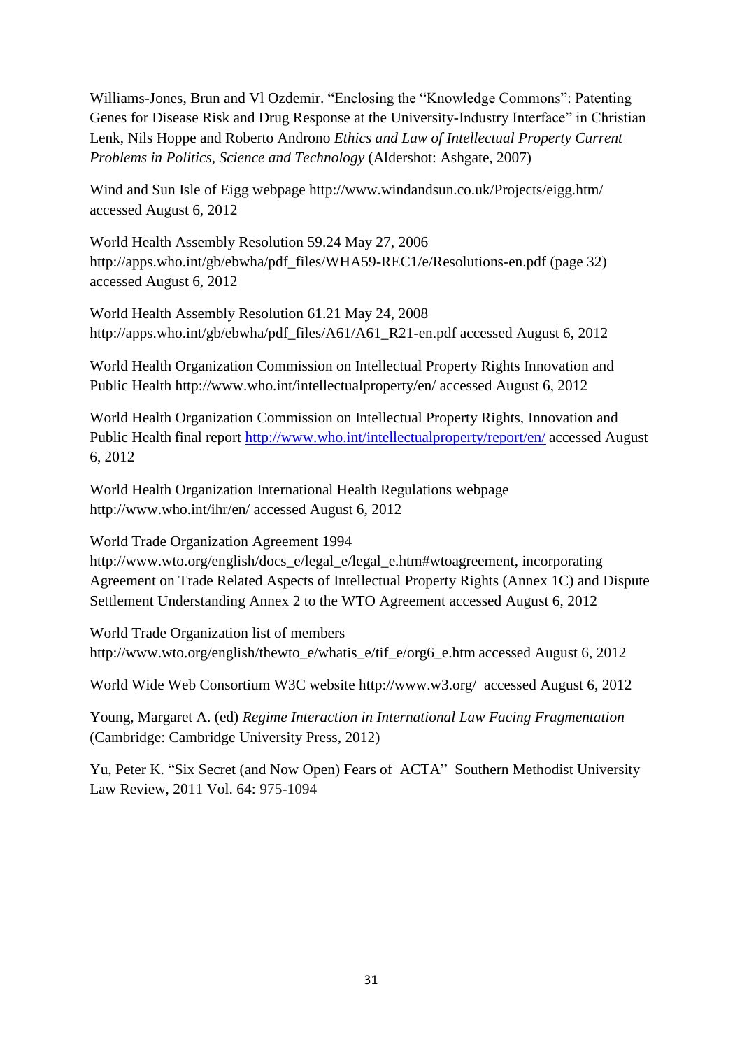Williams-Jones, Brun and Vl Ozdemir. “Enclosing the “Knowledge Commons”: Patenting Genes for Disease Risk and Drug Response at the University-Industry Interface” in Christian Lenk, Nils Hoppe and Roberto Androno *Ethics and Law of Intellectual Property Current Problems in Politics, Science and Technology* (Aldershot: Ashgate, 2007)

Wind and Sun Isle of Eigg webpage http://www.windandsun.co.uk/Projects/eigg.htm/ accessed August 6, 2012

World Health Assembly Resolution 59.24 May 27, 2006 http://apps.who.int/gb/ebwha/pdf_files/WHA59-REC1/e/Resolutions-en.pdf (page 32) accessed August 6, 2012

World Health Assembly Resolution 61.21 May 24, 2008 http://apps.who.int/gb/ebwha/pdf_files/A61/A61_R21-en.pdf accessed August 6, 2012

World Health Organization Commission on Intellectual Property Rights Innovation and Public Health http://www.who.int/intellectualproperty/en/ accessed August 6, 2012

World Health Organization Commission on Intellectual Property Rights, Innovation and Public Health final report http://www.who.int/intellectualproperty/report/en/ accessed August 6, 2012

World Health Organization International Health Regulations webpage http://www.who.int/ihr/en/ accessed August 6, 2012

World Trade Organization Agreement 1994 http://www.wto.org/english/docs_e/legal_e/legal_e.htm#wtoagreement, incorporating Agreement on Trade Related Aspects of Intellectual Property Rights (Annex 1C) and Dispute Settlement Understanding Annex 2 to the WTO Agreement accessed August 6, 2012

World Trade Organization list of members http://www.wto.org/english/thewto_e/whatis_e/tif_e/org6_e.htm accessed August 6, 2012

World Wide Web Consortium W3C website http://www.w3.org/ accessed August 6, 2012

Young, Margaret A. (ed) *Regime Interaction in International Law Facing Fragmentation* (Cambridge: Cambridge University Press, 2012)

Yu, Peter K. “Six Secret (and Now Open) Fears of ACTA” Southern Methodist University Law Review, 2011 Vol. 64: 975-1094